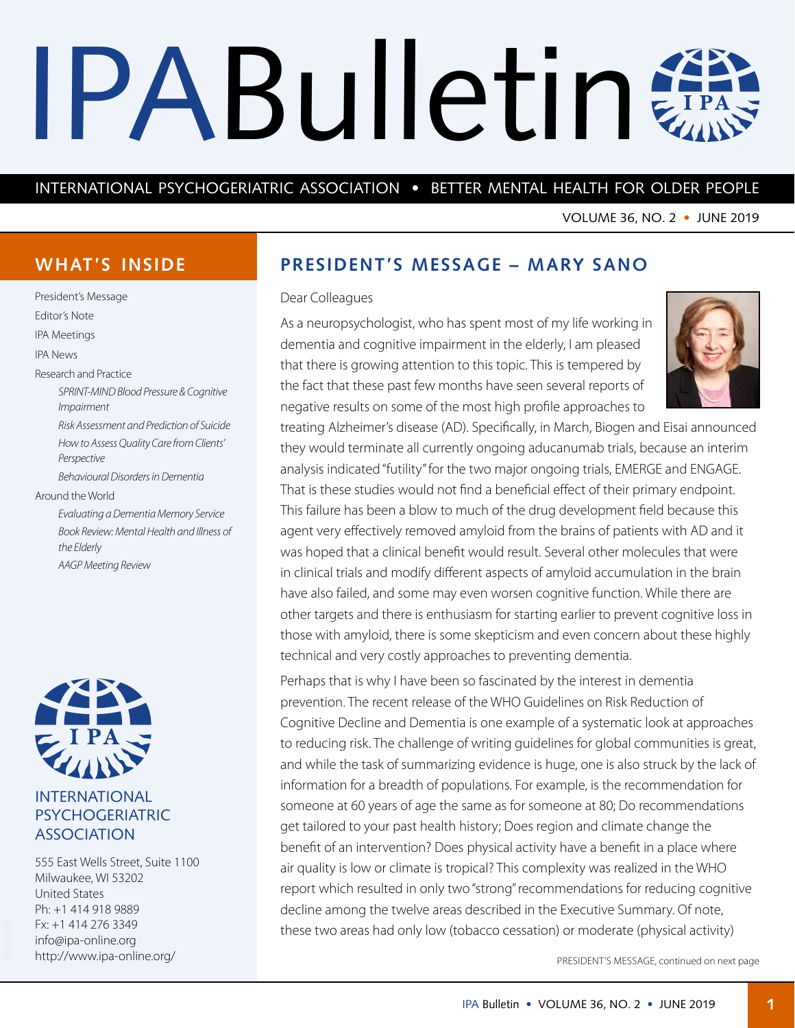# IPA Bulletin

INTERNATIONAL PSYCHOGERIATRIC ASSOCIATION • BETTER MENTAL HEALTH FOR OLDER PEOPLE

VOLUME 36, NO. 2 • JUNE 2019

## WHAT'S INSIDE

- President's Message
- Editor's Note
- IPA Meetings
- IPA News
- Research and Practice
  - *SPRINT-MIND Blood Pressure & Cognitive Impairment*
  - *Risk Assessment and Prediction of Suicide*
  - *How to Assess Quality Care from Clients' Perspective*
  - *Behavioural Disorders in Dementia*
- Around the World
  - *Evaluating a Dementia Memory Service*
  - *Book Review: Mental Health and Illness of the Elderly*
  - *AAGP Meeting Review*

INTERNATIONAL PSYCHOGERIATRIC ASSOCIATION

555 East Wells Street, Suite 1100
Milwaukee, WI 53202
United States
Ph: +1 414 918 9889
Fx: +1 414 276 3349
info@ipa-online.org
http://www.ipa-online.org/

## PRESIDENT'S MESSAGE – MARY SANO

Dear Colleagues

As a neuropsychologist, who has spent most of my life working in dementia and cognitive impairment in the elderly, I am pleased that there is growing attention to this topic. This is tempered by the fact that these past few months have seen several reports of negative results on some of the most high profile approaches to treating Alzheimer's disease (AD). Specifically, in March, Biogen and Eisai announced they would terminate all currently ongoing aducanumab trials, because an interim analysis indicated "futility" for the two major ongoing trials, EMERGE and ENGAGE. That is these studies would not find a beneficial effect of their primary endpoint. This failure has been a blow to much of the drug development field because this agent very effectively removed amyloid from the brains of patients with AD and it was hoped that a clinical benefit would result. Several other molecules that were in clinical trials and modify different aspects of amyloid accumulation in the brain have also failed, and some may even worsen cognitive function. While there are other targets and there is enthusiasm for starting earlier to prevent cognitive loss in those with amyloid, there is some skepticism and even concern about these highly technical and very costly approaches to preventing dementia.

Perhaps that is why I have been so fascinated by the interest in dementia prevention. The recent release of the WHO Guidelines on Risk Reduction of Cognitive Decline and Dementia is one example of a systematic look at approaches to reducing risk. The challenge of writing guidelines for global communities is great, and while the task of summarizing evidence is huge, one is also struck by the lack of information for a breadth of populations. For example, is the recommendation for someone at 60 years of age the same as for someone at 80; Do recommendations get tailored to your past health history; Does region and climate change the benefit of an intervention? Does physical activity have a benefit in a place where air quality is low or climate is tropical? This complexity was realized in the WHO report which resulted in only two "strong" recommendations for reducing cognitive decline among the twelve areas described in the Executive Summary. Of note, these two areas had only low (tobacco cessation) or moderate (physical activity)

PRESIDENT'S MESSAGE, continued on next page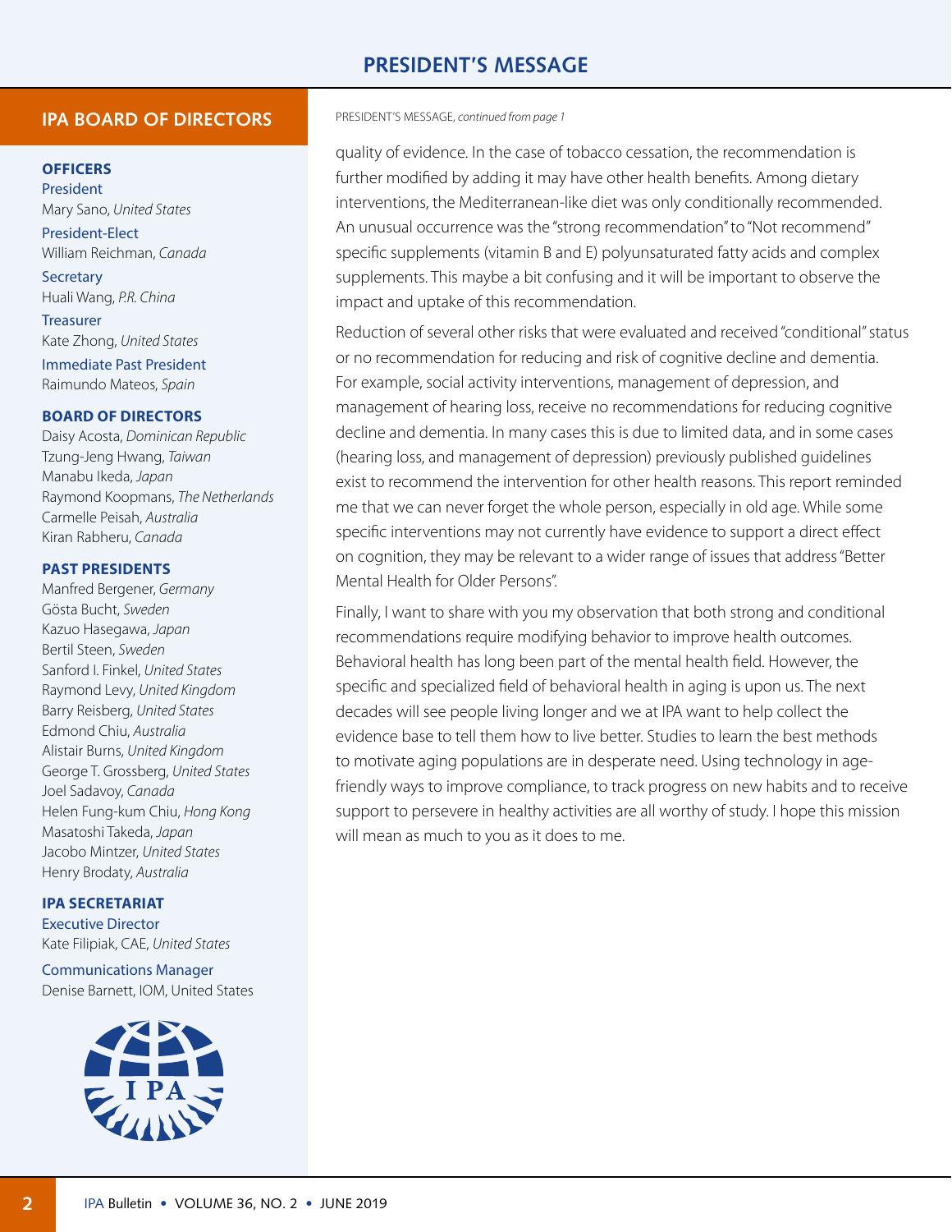# PRESIDENT'S MESSAGE

## IPA BOARD OF DIRECTORS

### OFFICERS

President
Mary Sano, *United States*

President-Elect
William Reichman, *Canada*

Secretary
Huali Wang, *P.R. China*

Treasurer
Kate Zhong, *United States*

Immediate Past President
Raimundo Mateos, *Spain*

### BOARD OF DIRECTORS

Daisy Acosta, *Dominican Republic*
Tzung-Jeng Hwang, *Taiwan*
Manabu Ikeda, *Japan*
Raymond Koopmans, *The Netherlands*
Carmelle Peisah, *Australia*
Kiran Rabheru, *Canada*

### PAST PRESIDENTS

Manfred Bergener, *Germany*
Gösta Bucht, *Sweden*
Kazuo Hasegawa, *Japan*
Bertil Steen, *Sweden*
Sanford I. Finkel, *United States*
Raymond Levy, *United Kingdom*
Barry Reisberg, *United States*
Edmond Chiu, *Australia*
Alistair Burns, *United Kingdom*
George T. Grossberg, *United States*
Joel Sadavoy, *Canada*
Helen Fung-kum Chiu, *Hong Kong*
Masatoshi Takeda, *Japan*
Jacobo Mintzer, *United States*
Henry Brodaty, *Australia*

### IPA SECRETARIAT

Executive Director
Kate Filipiak, CAE, *United States*

Communications Manager
Denise Barnett, IOM, United States

---

PRESIDENT'S MESSAGE, *continued from page 1*

quality of evidence. In the case of tobacco cessation, the recommendation is further modified by adding it may have other health benefits. Among dietary interventions, the Mediterranean-like diet was only conditionally recommended. An unusual occurrence was the "strong recommendation" to "Not recommend" specific supplements (vitamin B and E) polyunsaturated fatty acids and complex supplements. This maybe a bit confusing and it will be important to observe the impact and uptake of this recommendation.

Reduction of several other risks that were evaluated and received "conditional" status or no recommendation for reducing and risk of cognitive decline and dementia. For example, social activity interventions, management of depression, and management of hearing loss, receive no recommendations for reducing cognitive decline and dementia. In many cases this is due to limited data, and in some cases (hearing loss, and management of depression) previously published guidelines exist to recommend the intervention for other health reasons. This report reminded me that we can never forget the whole person, especially in old age. While some specific interventions may not currently have evidence to support a direct effect on cognition, they may be relevant to a wider range of issues that address "Better Mental Health for Older Persons".

Finally, I want to share with you my observation that both strong and conditional recommendations require modifying behavior to improve health outcomes. Behavioral health has long been part of the mental health field. However, the specific and specialized field of behavioral health in aging is upon us. The next decades will see people living longer and we at IPA want to help collect the evidence base to tell them how to live better. Studies to learn the best methods to motivate aging populations are in desperate need. Using technology in age-friendly ways to improve compliance, to track progress on new habits and to receive support to persevere in healthy activities are all worthy of study. I hope this mission will mean as much to you as it does to me.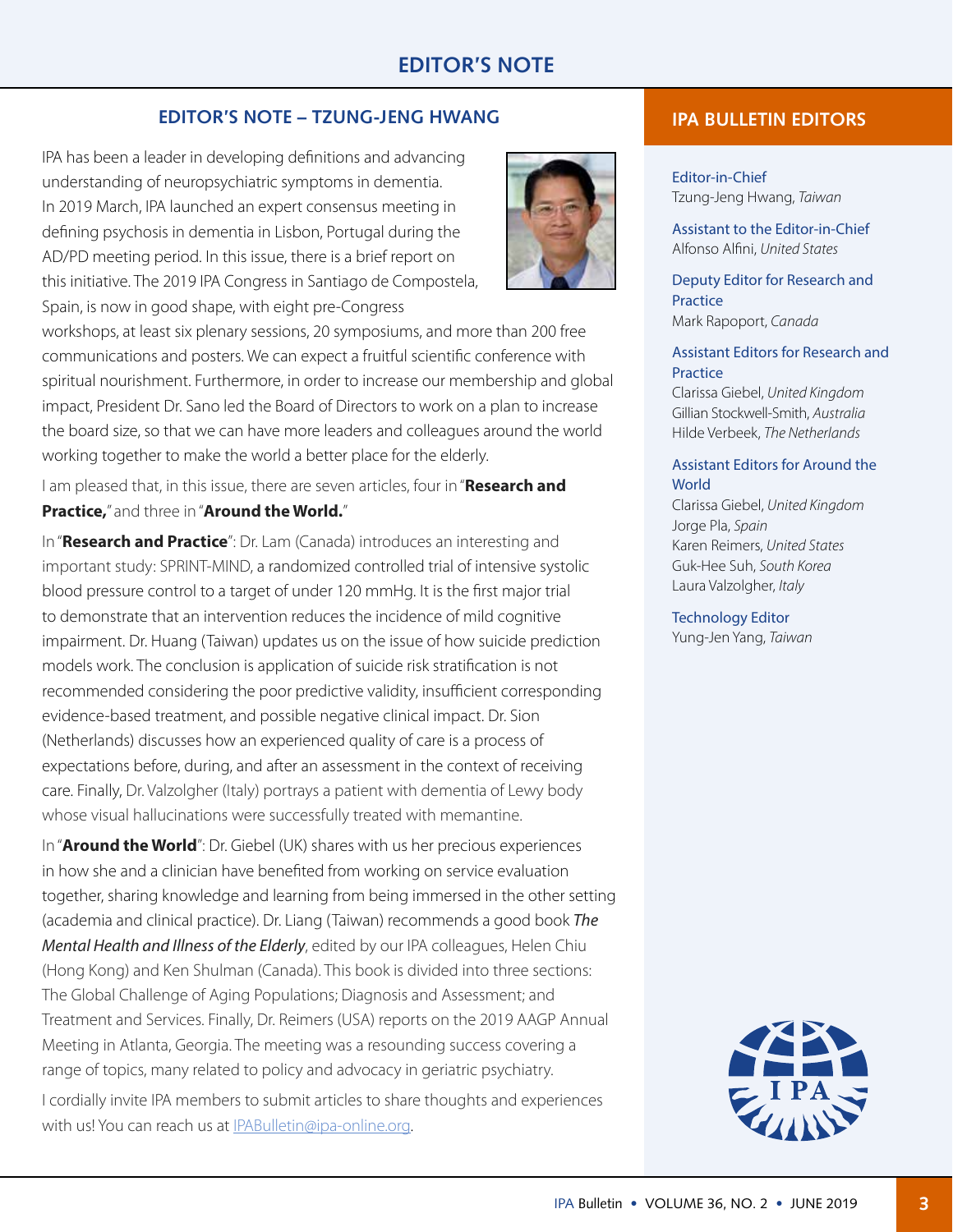# EDITOR'S NOTE

## EDITOR'S NOTE – TZUNG-JENG HWANG

IPA has been a leader in developing definitions and advancing understanding of neuropsychiatric symptoms in dementia. In 2019 March, IPA launched an expert consensus meeting in defining psychosis in dementia in Lisbon, Portugal during the AD/PD meeting period. In this issue, there is a brief report on this initiative. The 2019 IPA Congress in Santiago de Compostela, Spain, is now in good shape, with eight pre-Congress workshops, at least six plenary sessions, 20 symposiums, and more than 200 free communications and posters. We can expect a fruitful scientific conference with spiritual nourishment. Furthermore, in order to increase our membership and global impact, President Dr. Sano led the Board of Directors to work on a plan to increase the board size, so that we can have more leaders and colleagues around the world working together to make the world a better place for the elderly.

I am pleased that, in this issue, there are seven articles, four in "**Research and Practice,**" and three in "**Around the World.**"

In "**Research and Practice**": Dr. Lam (Canada) introduces an interesting and important study: SPRINT-MIND, a randomized controlled trial of intensive systolic blood pressure control to a target of under 120 mmHg. It is the first major trial to demonstrate that an intervention reduces the incidence of mild cognitive impairment. Dr. Huang (Taiwan) updates us on the issue of how suicide prediction models work. The conclusion is application of suicide risk stratification is not recommended considering the poor predictive validity, insufficient corresponding evidence-based treatment, and possible negative clinical impact. Dr. Sion (Netherlands) discusses how an experienced quality of care is a process of expectations before, during, and after an assessment in the context of receiving care. Finally, Dr. Valzolgher (Italy) portrays a patient with dementia of Lewy body whose visual hallucinations were successfully treated with memantine.

In "**Around the World**": Dr. Giebel (UK) shares with us her precious experiences in how she and a clinician have benefited from working on service evaluation together, sharing knowledge and learning from being immersed in the other setting (academia and clinical practice). Dr. Liang (Taiwan) recommends a good book *The Mental Health and Illness of the Elderly*, edited by our IPA colleagues, Helen Chiu (Hong Kong) and Ken Shulman (Canada). This book is divided into three sections: The Global Challenge of Aging Populations; Diagnosis and Assessment; and Treatment and Services. Finally, Dr. Reimers (USA) reports on the 2019 AAGP Annual Meeting in Atlanta, Georgia. The meeting was a resounding success covering a range of topics, many related to policy and advocacy in geriatric psychiatry.

I cordially invite IPA members to submit articles to share thoughts and experiences with us! You can reach us at IPABulletin@ipa-online.org.

## IPA BULLETIN EDITORS

**Editor-in-Chief**
Tzung-Jeng Hwang, *Taiwan*

**Assistant to the Editor-in-Chief**
Alfonso Alfini, *United States*

**Deputy Editor for Research and Practice**
Mark Rapoport, *Canada*

**Assistant Editors for Research and Practice**
Clarissa Giebel, *United Kingdom*
Gillian Stockwell-Smith, *Australia*
Hilde Verbeek, *The Netherlands*

**Assistant Editors for Around the World**
Clarissa Giebel, *United Kingdom*
Jorge Pla, *Spain*
Karen Reimers, *United States*
Guk-Hee Suh, *South Korea*
Laura Valzolgher, *Italy*

**Technology Editor**
Yung-Jen Yang, *Taiwan*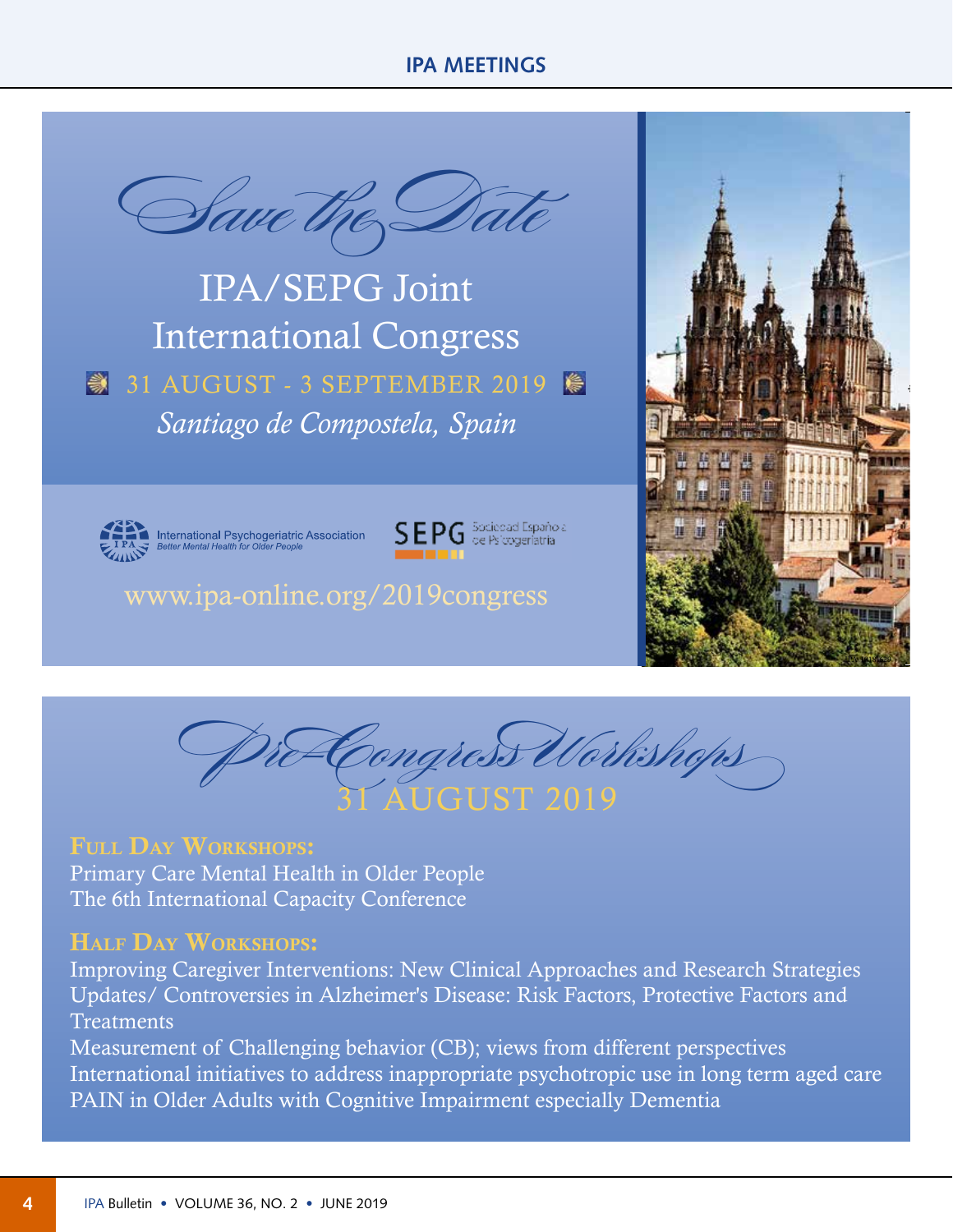# Save the Date

## IPA/SEPG Joint International Congress

31 AUGUST - 3 SEPTEMBER 2019

*Santiago de Compostela, Spain*

International Psychogeriatric Association
*Better Mental Health for Older People*

SEPG Sociedad Española de Psicogeriatría

www.ipa-online.org/2019congress

# Pre-Congress Workshops

## 31 AUGUST 2019

**Full Day Workshops:**

Primary Care Mental Health in Older People
The 6th International Capacity Conference

**Half Day Workshops:**

Improving Caregiver Interventions: New Clinical Approaches and Research Strategies
Updates/ Controversies in Alzheimer's Disease: Risk Factors, Protective Factors and Treatments
Measurement of Challenging behavior (CB); views from different perspectives
International initiatives to address inappropriate psychotropic use in long term aged care
PAIN in Older Adults with Cognitive Impairment especially Dementia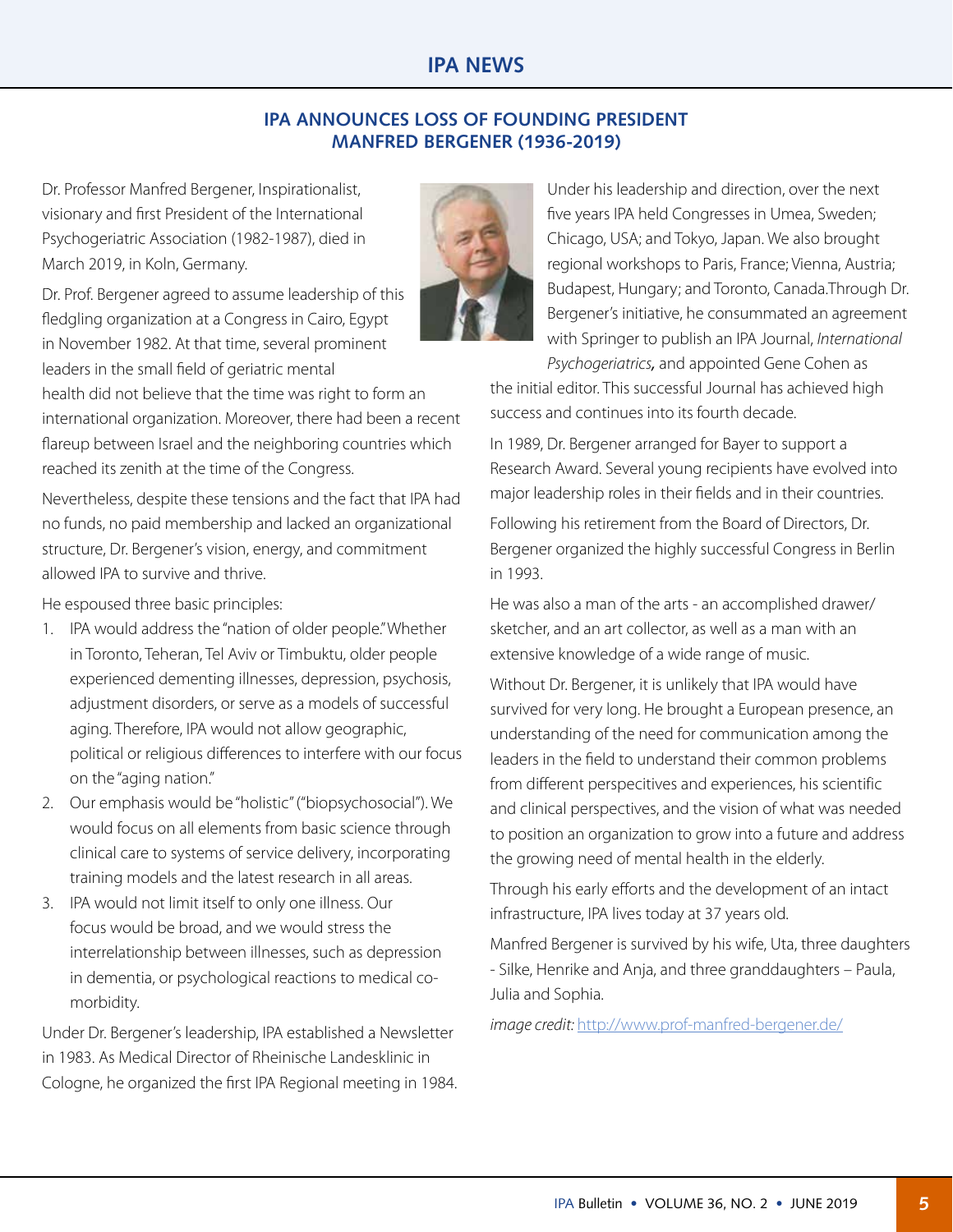## IPA NEWS

### IPA ANNOUNCES LOSS OF FOUNDING PRESIDENT MANFRED BERGENER (1936-2019)

Dr. Professor Manfred Bergener, Inspirationalist, visionary and first President of the International Psychogeriatric Association (1982-1987), died in March 2019, in Koln, Germany.

Dr. Prof. Bergener agreed to assume leadership of this fledgling organization at a Congress in Cairo, Egypt in November 1982. At that time, several prominent leaders in the small field of geriatric mental health did not believe that the time was right to form an international organization. Moreover, there had been a recent flareup between Israel and the neighboring countries which reached its zenith at the time of the Congress.

Nevertheless, despite these tensions and the fact that IPA had no funds, no paid membership and lacked an organizational structure, Dr. Bergener's vision, energy, and commitment allowed IPA to survive and thrive.

He espoused three basic principles:

1. IPA would address the "nation of older people." Whether in Toronto, Teheran, Tel Aviv or Timbuktu, older people experienced dementing illnesses, depression, psychosis, adjustment disorders, or serve as a models of successful aging. Therefore, IPA would not allow geographic, political or religious differences to interfere with our focus on the "aging nation."
2. Our emphasis would be "holistic" ("biopsychosocial"). We would focus on all elements from basic science through clinical care to systems of service delivery, incorporating training models and the latest research in all areas.
3. IPA would not limit itself to only one illness. Our focus would be broad, and we would stress the interrelationship between illnesses, such as depression in dementia, or psychological reactions to medical co-morbidity.

Under Dr. Bergener's leadership, IPA established a Newsletter in 1983. As Medical Director of Rheinische Landesklinic in Cologne, he organized the first IPA Regional meeting in 1984.

Under his leadership and direction, over the next five years IPA held Congresses in Umea, Sweden; Chicago, USA; and Tokyo, Japan. We also brought regional workshops to Paris, France; Vienna, Austria; Budapest, Hungary; and Toronto, Canada.Through Dr. Bergener's initiative, he consummated an agreement with Springer to publish an IPA Journal, *International Psychogeriatrics***,** and appointed Gene Cohen as the initial editor. This successful Journal has achieved high success and continues into its fourth decade.

In 1989, Dr. Bergener arranged for Bayer to support a Research Award. Several young recipients have evolved into major leadership roles in their fields and in their countries.

Following his retirement from the Board of Directors, Dr. Bergener organized the highly successful Congress in Berlin in 1993.

He was also a man of the arts - an accomplished drawer/ sketcher, and an art collector, as well as a man with an extensive knowledge of a wide range of music.

Without Dr. Bergener, it is unlikely that IPA would have survived for very long. He brought a European presence, an understanding of the need for communication among the leaders in the field to understand their common problems from different perspecitives and experiences, his scientific and clinical perspectives, and the vision of what was needed to position an organization to grow into a future and address the growing need of mental health in the elderly.

Through his early efforts and the development of an intact infrastructure, IPA lives today at 37 years old.

Manfred Bergener is survived by his wife, Uta, three daughters - Silke, Henrike and Anja, and three granddaughters – Paula, Julia and Sophia.

*image credit:* http://www.prof-manfred-bergener.de/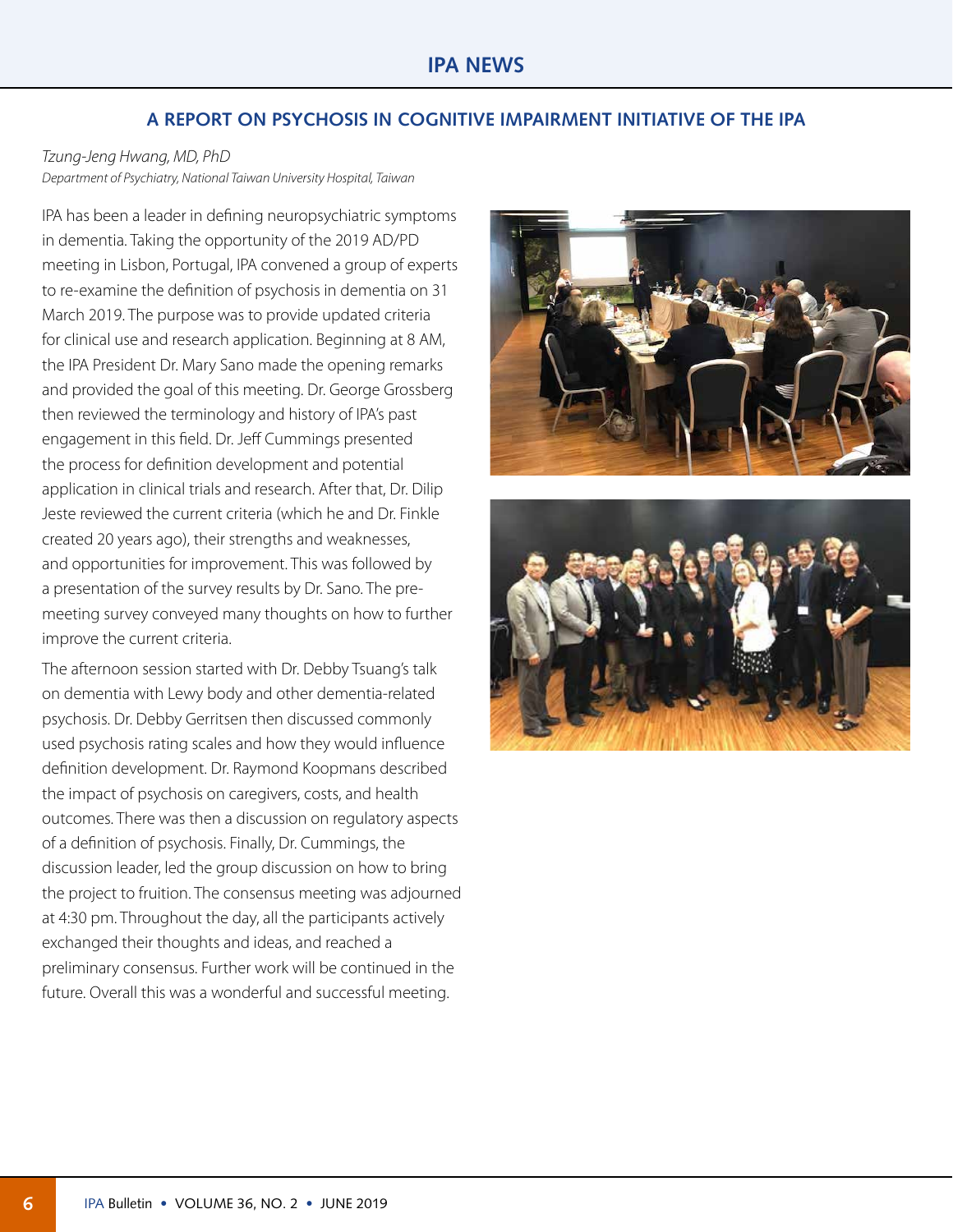## A REPORT ON PSYCHOSIS IN COGNITIVE IMPAIRMENT INITIATIVE OF THE IPA

*Tzung-Jeng Hwang, MD, PhD*
*Department of Psychiatry, National Taiwan University Hospital, Taiwan*

IPA has been a leader in defining neuropsychiatric symptoms in dementia. Taking the opportunity of the 2019 AD/PD meeting in Lisbon, Portugal, IPA convened a group of experts to re-examine the definition of psychosis in dementia on 31 March 2019. The purpose was to provide updated criteria for clinical use and research application. Beginning at 8 AM, the IPA President Dr. Mary Sano made the opening remarks and provided the goal of this meeting. Dr. George Grossberg then reviewed the terminology and history of IPA's past engagement in this field. Dr. Jeff Cummings presented the process for definition development and potential application in clinical trials and research. After that, Dr. Dilip Jeste reviewed the current criteria (which he and Dr. Finkle created 20 years ago), their strengths and weaknesses, and opportunities for improvement. This was followed by a presentation of the survey results by Dr. Sano. The pre-meeting survey conveyed many thoughts on how to further improve the current criteria.

The afternoon session started with Dr. Debby Tsuang's talk on dementia with Lewy body and other dementia-related psychosis. Dr. Debby Gerritsen then discussed commonly used psychosis rating scales and how they would influence definition development. Dr. Raymond Koopmans described the impact of psychosis on caregivers, costs, and health outcomes. There was then a discussion on regulatory aspects of a definition of psychosis. Finally, Dr. Cummings, the discussion leader, led the group discussion on how to bring the project to fruition. The consensus meeting was adjourned at 4:30 pm. Throughout the day, all the participants actively exchanged their thoughts and ideas, and reached a preliminary consensus. Further work will be continued in the future. Overall this was a wonderful and successful meeting.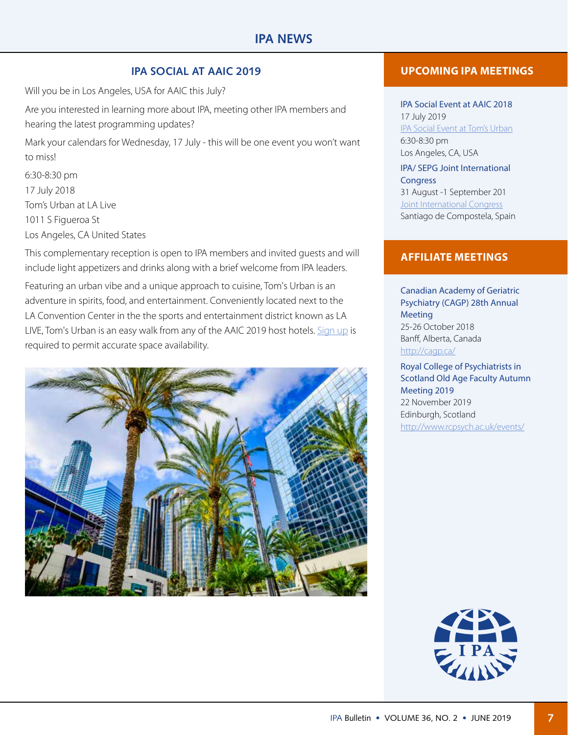# IPA NEWS

## IPA SOCIAL AT AAIC 2019

Will you be in Los Angeles, USA for AAIC this July?

Are you interested in learning more about IPA, meeting other IPA members and hearing the latest programming updates?

Mark your calendars for Wednesday, 17 July - this will be one event you won't want to miss!

6:30-8:30 pm
17 July 2018
Tom's Urban at LA Live
1011 S Figueroa St
Los Angeles, CA United States

This complementary reception is open to IPA members and invited guests and will include light appetizers and drinks along with a brief welcome from IPA leaders.

Featuring an urban vibe and a unique approach to cuisine, Tom's Urban is an adventure in spirits, food, and entertainment. Conveniently located next to the LA Convention Center in the the sports and entertainment district known as LA LIVE, Tom's Urban is an easy walk from any of the AAIC 2019 host hotels. Sign up is required to permit accurate space availability.

## UPCOMING IPA MEETINGS

**IPA Social Event at AAIC 2018**
17 July 2019
IPA Social Event at Tom's Urban
6:30-8:30 pm
Los Angeles, CA, USA

**IPA/ SEPG Joint International Congress**
31 August -1 September 201
Joint International Congress
Santiago de Compostela, Spain

## AFFILIATE MEETINGS

**Canadian Academy of Geriatric Psychiatry (CAGP) 28th Annual Meeting**
25-26 October 2018
Banff, Alberta, Canada
http://cagp.ca/

**Royal College of Psychiatrists in Scotland Old Age Faculty Autumn Meeting 2019**
22 November 2019
Edinburgh, Scotland
http://www.rcpsych.ac.uk/events/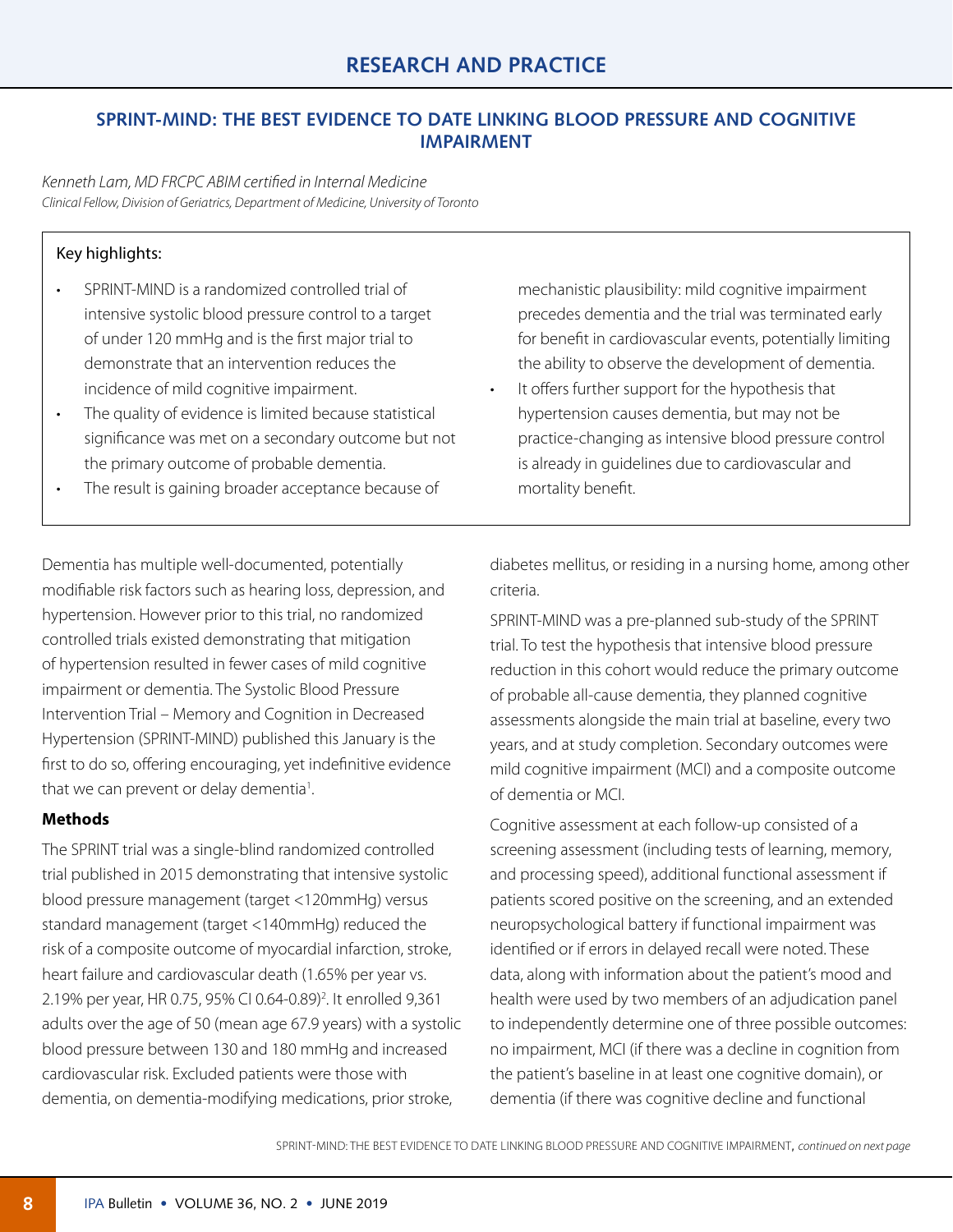# RESEARCH AND PRACTICE

## SPRINT-MIND: THE BEST EVIDENCE TO DATE LINKING BLOOD PRESSURE AND COGNITIVE IMPAIRMENT

*Kenneth Lam, MD FRCPC ABIM certified in Internal Medicine*
*Clinical Fellow, Division of Geriatrics, Department of Medicine, University of Toronto*

Key highlights:

- SPRINT-MIND is a randomized controlled trial of intensive systolic blood pressure control to a target of under 120 mmHg and is the first major trial to demonstrate that an intervention reduces the incidence of mild cognitive impairment.
- The quality of evidence is limited because statistical significance was met on a secondary outcome but not the primary outcome of probable dementia.
- The result is gaining broader acceptance because of mechanistic plausibility: mild cognitive impairment precedes dementia and the trial was terminated early for benefit in cardiovascular events, potentially limiting the ability to observe the development of dementia.
- It offers further support for the hypothesis that hypertension causes dementia, but may not be practice-changing as intensive blood pressure control is already in guidelines due to cardiovascular and mortality benefit.

Dementia has multiple well-documented, potentially modifiable risk factors such as hearing loss, depression, and hypertension. However prior to this trial, no randomized controlled trials existed demonstrating that mitigation of hypertension resulted in fewer cases of mild cognitive impairment or dementia. The Systolic Blood Pressure Intervention Trial – Memory and Cognition in Decreased Hypertension (SPRINT-MIND) published this January is the first to do so, offering encouraging, yet indefinitive evidence that we can prevent or delay dementia[1].

**Methods**

The SPRINT trial was a single-blind randomized controlled trial published in 2015 demonstrating that intensive systolic blood pressure management (target <120mmHg) versus standard management (target <140mmHg) reduced the risk of a composite outcome of myocardial infarction, stroke, heart failure and cardiovascular death (1.65% per year vs. 2.19% per year, HR 0.75, 95% CI 0.64-0.89)[2]. It enrolled 9,361 adults over the age of 50 (mean age 67.9 years) with a systolic blood pressure between 130 and 180 mmHg and increased cardiovascular risk. Excluded patients were those with dementia, on dementia-modifying medications, prior stroke, diabetes mellitus, or residing in a nursing home, among other criteria.

SPRINT-MIND was a pre-planned sub-study of the SPRINT trial. To test the hypothesis that intensive blood pressure reduction in this cohort would reduce the primary outcome of probable all-cause dementia, they planned cognitive assessments alongside the main trial at baseline, every two years, and at study completion. Secondary outcomes were mild cognitive impairment (MCI) and a composite outcome of dementia or MCI.

Cognitive assessment at each follow-up consisted of a screening assessment (including tests of learning, memory, and processing speed), additional functional assessment if patients scored positive on the screening, and an extended neuropsychological battery if functional impairment was identified or if errors in delayed recall were noted. These data, along with information about the patient's mood and health were used by two members of an adjudication panel to independently determine one of three possible outcomes: no impairment, MCI (if there was a decline in cognition from the patient's baseline in at least one cognitive domain), or dementia (if there was cognitive decline and functional

SPRINT-MIND: THE BEST EVIDENCE TO DATE LINKING BLOOD PRESSURE AND COGNITIVE IMPAIRMENT, *continued on next page*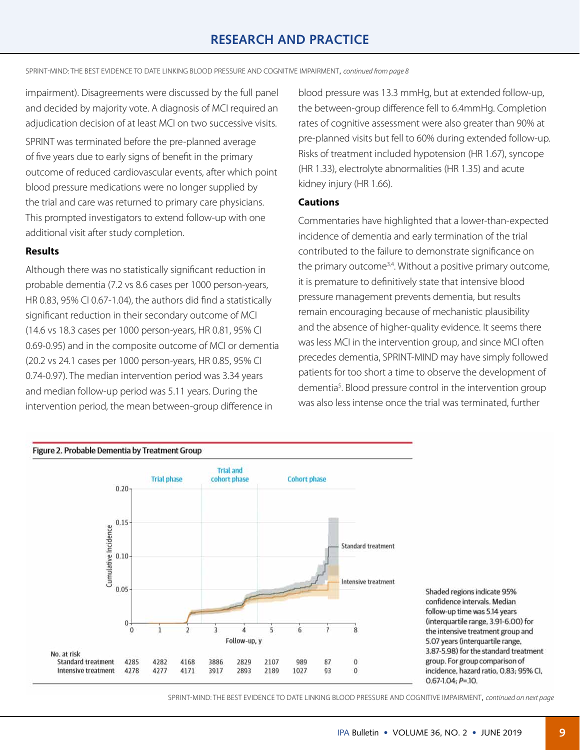impairment). Disagreements were discussed by the full panel and decided by majority vote. A diagnosis of MCI required an adjudication decision of at least MCI on two successive visits.

SPRINT was terminated before the pre-planned average of five years due to early signs of benefit in the primary outcome of reduced cardiovascular events, after which point blood pressure medications were no longer supplied by the trial and care was returned to primary care physicians. This prompted investigators to extend follow-up with one additional visit after study completion.

### Results

Although there was no statistically significant reduction in probable dementia (7.2 vs 8.6 cases per 1000 person-years, HR 0.83, 95% CI 0.67-1.04), the authors did find a statistically significant reduction in their secondary outcome of MCI (14.6 vs 18.3 cases per 1000 person-years, HR 0.81, 95% CI 0.69-0.95) and in the composite outcome of MCI or dementia (20.2 vs 24.1 cases per 1000 person-years, HR 0.85, 95% CI 0.74-0.97). The median intervention period was 3.34 years and median follow-up period was 5.11 years. During the intervention period, the mean between-group difference in blood pressure was 13.3 mmHg, but at extended follow-up, the between-group difference fell to 6.4mmHg. Completion rates of cognitive assessment were also greater than 90% at pre-planned visits but fell to 60% during extended follow-up. Risks of treatment included hypotension (HR 1.67), syncope (HR 1.33), electrolyte abnormalities (HR 1.35) and acute kidney injury (HR 1.66).

### Cautions

Commentaries have highlighted that a lower-than-expected incidence of dementia and early termination of the trial contributed to the failure to demonstrate significance on the primary outcome[3,4]. Without a positive primary outcome, it is premature to definitively state that intensive blood pressure management prevents dementia, but results remain encouraging because of mechanistic plausibility and the absence of higher-quality evidence. It seems there was less MCI in the intervention group, and since MCI often precedes dementia, SPRINT-MIND may have simply followed patients for too short a time to observe the development of dementia[5]. Blood pressure control in the intervention group was also less intense once the trial was terminated, further

**Figure 2. Probable Dementia by Treatment Group**

| No. at risk | 0 | 1 | 2 | 3 | 4 | 5 | 6 | 7 | 8 |
|---|---|---|---|---|---|---|---|---|---|
| Standard treatment | 4285 | 4282 | 4168 | 3886 | 2829 | 2107 | 989 | 87 | 0 |
| Intensive treatment | 4278 | 4277 | 4171 | 3917 | 2893 | 2189 | 1027 | 93 | 0 |

Shaded regions indicate 95% confidence intervals. Median follow-up time was 5.14 years (interquartile range, 3.91-6.00) for the intensive treatment group and 5.07 years (interquartile range, 3.87-5.98) for the standard treatment group. For group comparison of incidence, hazard ratio, 0.83; 95% CI, 0.67-1.04; P=.10.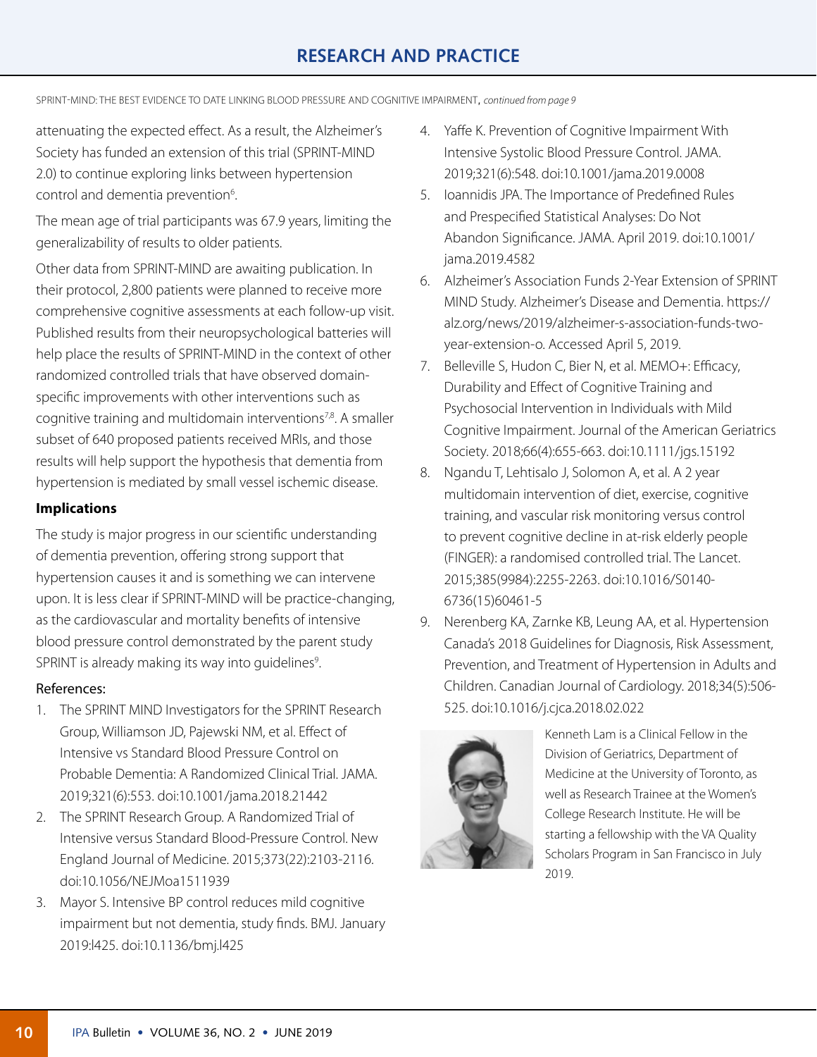SPRINT-MIND: THE BEST EVIDENCE TO DATE LINKING BLOOD PRESSURE AND COGNITIVE IMPAIRMENT, *continued from page 9*

attenuating the expected effect. As a result, the Alzheimer's Society has funded an extension of this trial (SPRINT-MIND 2.0) to continue exploring links between hypertension control and dementia prevention[6].

The mean age of trial participants was 67.9 years, limiting the generalizability of results to older patients.

Other data from SPRINT-MIND are awaiting publication. In their protocol, 2,800 patients were planned to receive more comprehensive cognitive assessments at each follow-up visit. Published results from their neuropsychological batteries will help place the results of SPRINT-MIND in the context of other randomized controlled trials that have observed domain-specific improvements with other interventions such as cognitive training and multidomain interventions[7,8]. A smaller subset of 640 proposed patients received MRIs, and those results will help support the hypothesis that dementia from hypertension is mediated by small vessel ischemic disease.

**Implications**

The study is major progress in our scientific understanding of dementia prevention, offering strong support that hypertension causes it and is something we can intervene upon. It is less clear if SPRINT-MIND will be practice-changing, as the cardiovascular and mortality benefits of intensive blood pressure control demonstrated by the parent study SPRINT is already making its way into guidelines[9].

References:

1. The SPRINT MIND Investigators for the SPRINT Research Group, Williamson JD, Pajewski NM, et al. Effect of Intensive vs Standard Blood Pressure Control on Probable Dementia: A Randomized Clinical Trial. JAMA. 2019;321(6):553. doi:10.1001/jama.2018.21442
2. The SPRINT Research Group. A Randomized Trial of Intensive versus Standard Blood-Pressure Control. New England Journal of Medicine. 2015;373(22):2103-2116. doi:10.1056/NEJMoa1511939
3. Mayor S. Intensive BP control reduces mild cognitive impairment but not dementia, study finds. BMJ. January 2019:l425. doi:10.1136/bmj.l425
4. Yaffe K. Prevention of Cognitive Impairment With Intensive Systolic Blood Pressure Control. JAMA. 2019;321(6):548. doi:10.1001/jama.2019.0008
5. Ioannidis JPA. The Importance of Predefined Rules and Prespecified Statistical Analyses: Do Not Abandon Significance. JAMA. April 2019. doi:10.1001/jama.2019.4582
6. Alzheimer's Association Funds 2-Year Extension of SPRINT MIND Study. Alzheimer's Disease and Dementia. https://alz.org/news/2019/alzheimer-s-association-funds-two-year-extension-o. Accessed April 5, 2019.
7. Belleville S, Hudon C, Bier N, et al. MEMO+: Efficacy, Durability and Effect of Cognitive Training and Psychosocial Intervention in Individuals with Mild Cognitive Impairment. Journal of the American Geriatrics Society. 2018;66(4):655-663. doi:10.1111/jgs.15192
8. Ngandu T, Lehtisalo J, Solomon A, et al. A 2 year multidomain intervention of diet, exercise, cognitive training, and vascular risk monitoring versus control to prevent cognitive decline in at-risk elderly people (FINGER): a randomised controlled trial. The Lancet. 2015;385(9984):2255-2263. doi:10.1016/S0140-6736(15)60461-5
9. Nerenberg KA, Zarnke KB, Leung AA, et al. Hypertension Canada's 2018 Guidelines for Diagnosis, Risk Assessment, Prevention, and Treatment of Hypertension in Adults and Children. Canadian Journal of Cardiology. 2018;34(5):506-525. doi:10.1016/j.cjca.2018.02.022

Kenneth Lam is a Clinical Fellow in the Division of Geriatrics, Department of Medicine at the University of Toronto, as well as Research Trainee at the Women's College Research Institute. He will be starting a fellowship with the VA Quality Scholars Program in San Francisco in July 2019.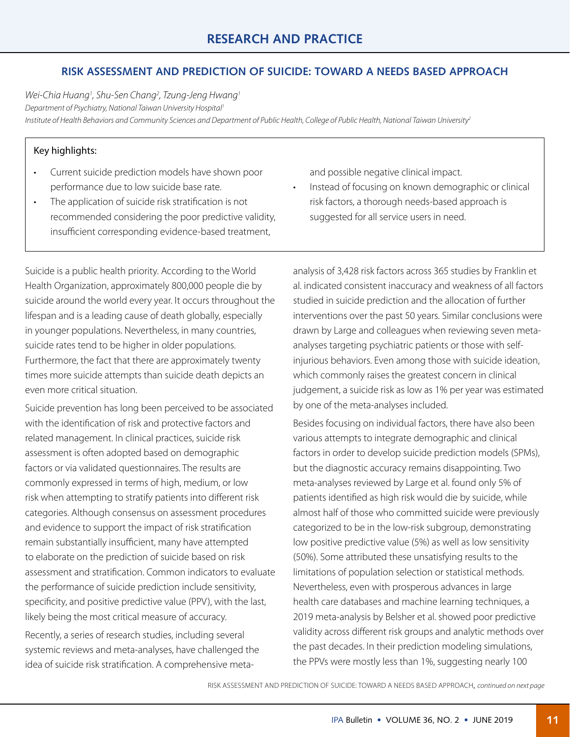# RESEARCH AND PRACTICE

## RISK ASSESSMENT AND PREDICTION OF SUICIDE: TOWARD A NEEDS BASED APPROACH

*Wei-Chia Huang[1], Shu-Sen Chang[2], Tzung-Jeng Hwang[1]*

*Department of Psychiatry, National Taiwan University Hospital[1]*

*Institute of Health Behaviors and Community Sciences and Department of Public Health, College of Public Health, National Taiwan University[2]*

**Key highlights:**

- Current suicide prediction models have shown poor performance due to low suicide base rate.
- The application of suicide risk stratification is not recommended considering the poor predictive validity, insufficient corresponding evidence-based treatment, and possible negative clinical impact.
- Instead of focusing on known demographic or clinical risk factors, a thorough needs-based approach is suggested for all service users in need.

Suicide is a public health priority. According to the World Health Organization, approximately 800,000 people die by suicide around the world every year. It occurs throughout the lifespan and is a leading cause of death globally, especially in younger populations. Nevertheless, in many countries, suicide rates tend to be higher in older populations. Furthermore, the fact that there are approximately twenty times more suicide attempts than suicide death depicts an even more critical situation.

Suicide prevention has long been perceived to be associated with the identification of risk and protective factors and related management. In clinical practices, suicide risk assessment is often adopted based on demographic factors or via validated questionnaires. The results are commonly expressed in terms of high, medium, or low risk when attempting to stratify patients into different risk categories. Although consensus on assessment procedures and evidence to support the impact of risk stratification remain substantially insufficient, many have attempted to elaborate on the prediction of suicide based on risk assessment and stratification. Common indicators to evaluate the performance of suicide prediction include sensitivity, specificity, and positive predictive value (PPV), with the last, likely being the most critical measure of accuracy.

Recently, a series of research studies, including several systemic reviews and meta-analyses, have challenged the idea of suicide risk stratification. A comprehensive meta-analysis of 3,428 risk factors across 365 studies by Franklin et al. indicated consistent inaccuracy and weakness of all factors studied in suicide prediction and the allocation of further interventions over the past 50 years. Similar conclusions were drawn by Large and colleagues when reviewing seven meta-analyses targeting psychiatric patients or those with self-injurious behaviors. Even among those with suicide ideation, which commonly raises the greatest concern in clinical judgement, a suicide risk as low as 1% per year was estimated by one of the meta-analyses included.

Besides focusing on individual factors, there have also been various attempts to integrate demographic and clinical factors in order to develop suicide prediction models (SPMs), but the diagnostic accuracy remains disappointing. Two meta-analyses reviewed by Large et al. found only 5% of patients identified as high risk would die by suicide, while almost half of those who committed suicide were previously categorized to be in the low-risk subgroup, demonstrating low positive predictive value (5%) as well as low sensitivity (50%). Some attributed these unsatisfying results to the limitations of population selection or statistical methods. Nevertheless, even with prosperous advances in large health care databases and machine learning techniques, a 2019 meta-analysis by Belsher et al. showed poor predictive validity across different risk groups and analytic methods over the past decades. In their prediction modeling simulations, the PPVs were mostly less than 1%, suggesting nearly 100

RISK ASSESSMENT AND PREDICTION OF SUICIDE: TOWARD A NEEDS BASED APPROACH, *continued on next page*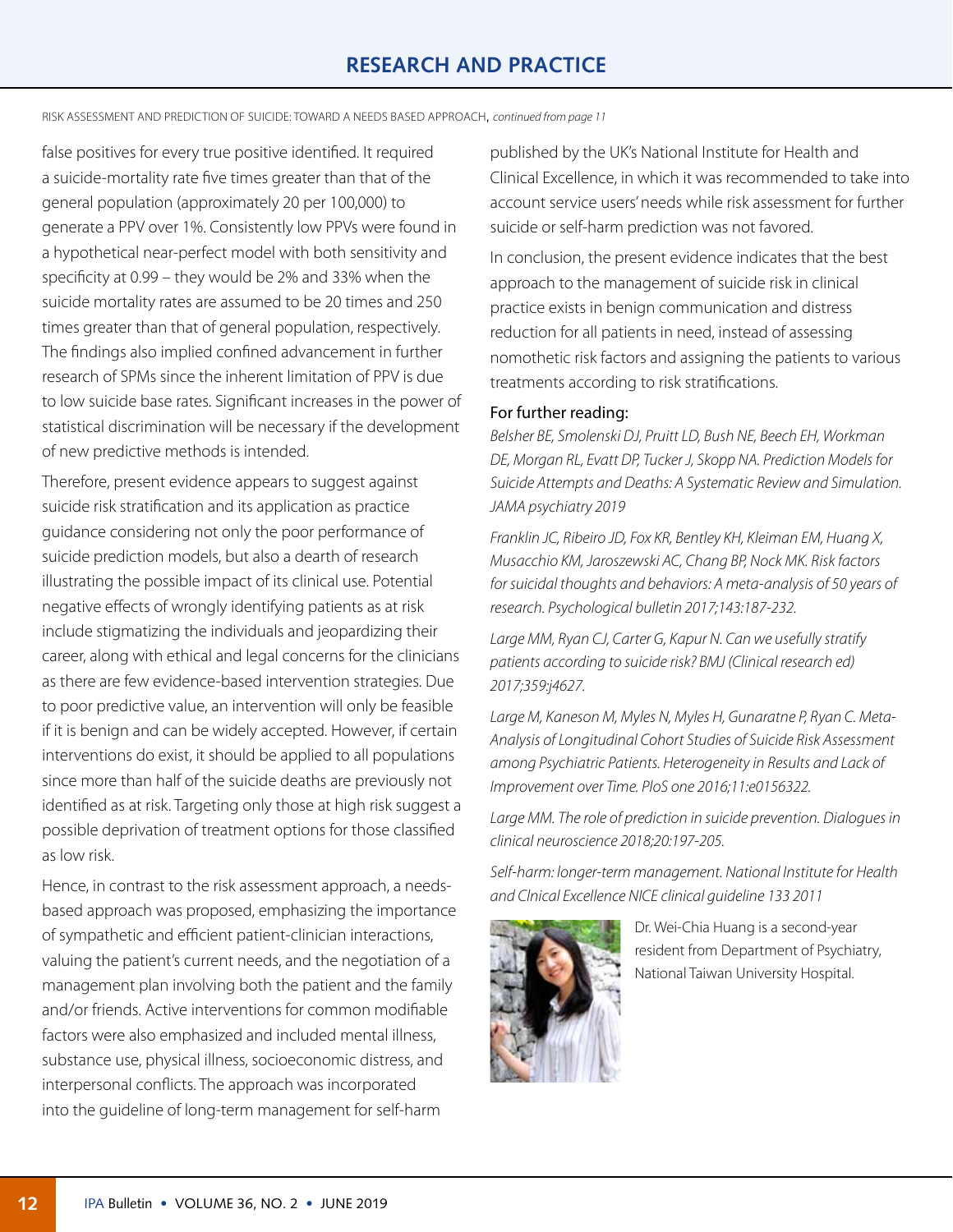RISK ASSESSMENT AND PREDICTION OF SUICIDE: TOWARD A NEEDS BASED APPROACH, *continued from page 11*

false positives for every true positive identified. It required a suicide-mortality rate five times greater than that of the general population (approximately 20 per 100,000) to generate a PPV over 1%. Consistently low PPVs were found in a hypothetical near-perfect model with both sensitivity and specificity at 0.99 – they would be 2% and 33% when the suicide mortality rates are assumed to be 20 times and 250 times greater than that of general population, respectively. The findings also implied confined advancement in further research of SPMs since the inherent limitation of PPV is due to low suicide base rates. Significant increases in the power of statistical discrimination will be necessary if the development of new predictive methods is intended.

Therefore, present evidence appears to suggest against suicide risk stratification and its application as practice guidance considering not only the poor performance of suicide prediction models, but also a dearth of research illustrating the possible impact of its clinical use. Potential negative effects of wrongly identifying patients as at risk include stigmatizing the individuals and jeopardizing their career, along with ethical and legal concerns for the clinicians as there are few evidence-based intervention strategies. Due to poor predictive value, an intervention will only be feasible if it is benign and can be widely accepted. However, if certain interventions do exist, it should be applied to all populations since more than half of the suicide deaths are previously not identified as at risk. Targeting only those at high risk suggest a possible deprivation of treatment options for those classified as low risk.

Hence, in contrast to the risk assessment approach, a needs-based approach was proposed, emphasizing the importance of sympathetic and efficient patient-clinician interactions, valuing the patient's current needs, and the negotiation of a management plan involving both the patient and the family and/or friends. Active interventions for common modifiable factors were also emphasized and included mental illness, substance use, physical illness, socioeconomic distress, and interpersonal conflicts. The approach was incorporated into the guideline of long-term management for self-harm published by the UK's National Institute for Health and Clinical Excellence, in which it was recommended to take into account service users' needs while risk assessment for further suicide or self-harm prediction was not favored.

In conclusion, the present evidence indicates that the best approach to the management of suicide risk in clinical practice exists in benign communication and distress reduction for all patients in need, instead of assessing nomothetic risk factors and assigning the patients to various treatments according to risk stratifications.

### For further reading:

*Belsher BE, Smolenski DJ, Pruitt LD, Bush NE, Beech EH, Workman DE, Morgan RL, Evatt DP, Tucker J, Skopp NA. Prediction Models for Suicide Attempts and Deaths: A Systematic Review and Simulation. JAMA psychiatry 2019*

*Franklin JC, Ribeiro JD, Fox KR, Bentley KH, Kleiman EM, Huang X, Musacchio KM, Jaroszewski AC, Chang BP, Nock MK. Risk factors for suicidal thoughts and behaviors: A meta-analysis of 50 years of research. Psychological bulletin 2017;143:187-232.*

*Large MM, Ryan CJ, Carter G, Kapur N. Can we usefully stratify patients according to suicide risk? BMJ (Clinical research ed) 2017;359:j4627.*

*Large M, Kaneson M, Myles N, Myles H, Gunaratne P, Ryan C. Meta-Analysis of Longitudinal Cohort Studies of Suicide Risk Assessment among Psychiatric Patients. Heterogeneity in Results and Lack of Improvement over Time. PloS one 2016;11:e0156322.*

*Large MM. The role of prediction in suicide prevention. Dialogues in clinical neuroscience 2018;20:197-205.*

*Self-harm: longer-term management. National Institute for Health and Clnical Excellence NICE clinical guideline 133 2011*

Dr. Wei-Chia Huang is a second-year resident from Department of Psychiatry, National Taiwan University Hospital.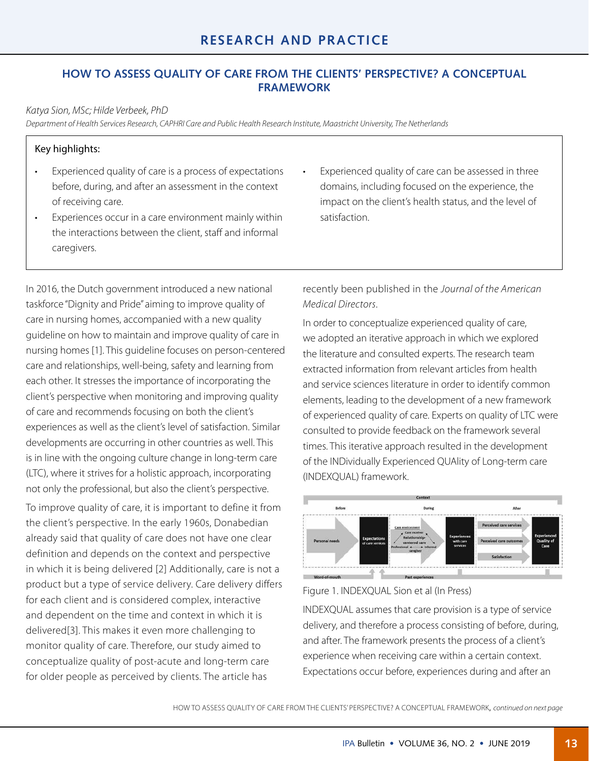## HOW TO ASSESS QUALITY OF CARE FROM THE CLIENTS' PERSPECTIVE? A CONCEPTUAL FRAMEWORK

*Katya Sion, MSc; Hilde Verbeek, PhD*

*Department of Health Services Research, CAPHRI Care and Public Health Research Institute, Maastricht University, The Netherlands*

**Key highlights:**

- Experienced quality of care is a process of expectations before, during, and after an assessment in the context of receiving care.
- Experiences occur in a care environment mainly within the interactions between the client, staff and informal caregivers.
- Experienced quality of care can be assessed in three domains, including focused on the experience, the impact on the client's health status, and the level of satisfaction.

In 2016, the Dutch government introduced a new national taskforce "Dignity and Pride" aiming to improve quality of care in nursing homes, accompanied with a new quality guideline on how to maintain and improve quality of care in nursing homes [1]. This guideline focuses on person-centered care and relationships, well-being, safety and learning from each other. It stresses the importance of incorporating the client's perspective when monitoring and improving quality of care and recommends focusing on both the client's experiences as well as the client's level of satisfaction. Similar developments are occurring in other countries as well. This is in line with the ongoing culture change in long-term care (LTC), where it strives for a holistic approach, incorporating not only the professional, but also the client's perspective.

To improve quality of care, it is important to define it from the client's perspective. In the early 1960s, Donabedian already said that quality of care does not have one clear definition and depends on the context and perspective in which it is being delivered [2] Additionally, care is not a product but a type of service delivery. Care delivery differs for each client and is considered complex, interactive and dependent on the time and context in which it is delivered[3]. This makes it even more challenging to monitor quality of care. Therefore, our study aimed to conceptualize quality of post-acute and long-term care for older people as perceived by clients. The article has recently been published in the *Journal of the American Medical Directors*.

In order to conceptualize experienced quality of care, we adopted an iterative approach in which we explored the literature and consulted experts. The research team extracted information from relevant articles from health and service sciences literature in order to identify common elements, leading to the development of a new framework of experienced quality of care. Experts on quality of LTC were consulted to provide feedback on the framework several times. This iterative approach resulted in the development of the INDividually Experienced QUAlity of Long-term care (INDEXQUAL) framework.

Figure 1. INDEXQUAL Sion et al (In Press)

INDEXQUAL assumes that care provision is a type of service delivery, and therefore a process consisting of before, during, and after. The framework presents the process of a client's experience when receiving care within a certain context. Expectations occur before, experiences during and after an

HOW TO ASSESS QUALITY OF CARE FROM THE CLIENTS' PERSPECTIVE? A CONCEPTUAL FRAMEWORK, *continued on next page*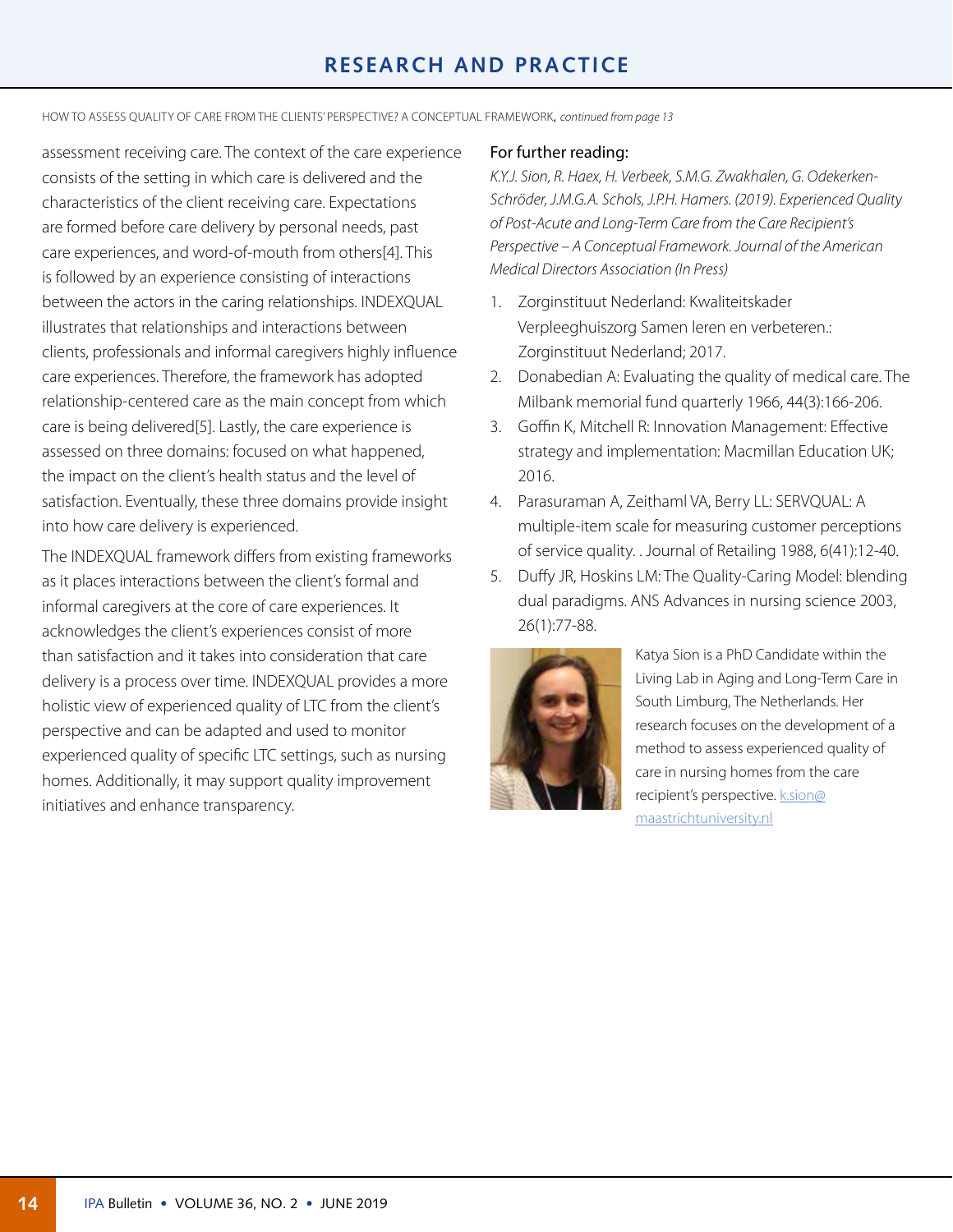HOW TO ASSESS QUALITY OF CARE FROM THE CLIENTS' PERSPECTIVE? A CONCEPTUAL FRAMEWORK, *continued from page 13*

assessment receiving care. The context of the care experience consists of the setting in which care is delivered and the characteristics of the client receiving care. Expectations are formed before care delivery by personal needs, past care experiences, and word-of-mouth from others[4]. This is followed by an experience consisting of interactions between the actors in the caring relationships. INDEXQUAL illustrates that relationships and interactions between clients, professionals and informal caregivers highly influence care experiences. Therefore, the framework has adopted relationship-centered care as the main concept from which care is being delivered[5]. Lastly, the care experience is assessed on three domains: focused on what happened, the impact on the client's health status and the level of satisfaction. Eventually, these three domains provide insight into how care delivery is experienced.

The INDEXQUAL framework differs from existing frameworks as it places interactions between the client's formal and informal caregivers at the core of care experiences. It acknowledges the client's experiences consist of more than satisfaction and it takes into consideration that care delivery is a process over time. INDEXQUAL provides a more holistic view of experienced quality of LTC from the client's perspective and can be adapted and used to monitor experienced quality of specific LTC settings, such as nursing homes. Additionally, it may support quality improvement initiatives and enhance transparency.

For further reading:

*K.Y.J. Sion, R. Haex, H. Verbeek, S.M.G. Zwakhalen, G. Odekerken-Schröder, J.M.G.A. Schols, J.P.H. Hamers. (2019). Experienced Quality of Post-Acute and Long-Term Care from the Care Recipient's Perspective – A Conceptual Framework. Journal of the American Medical Directors Association (In Press)*

1. Zorginstituut Nederland: Kwaliteitskader Verpleeghuiszorg Samen leren en verbeteren.: Zorginstituut Nederland; 2017.
2. Donabedian A: Evaluating the quality of medical care. The Milbank memorial fund quarterly 1966, 44(3):166-206.
3. Goffin K, Mitchell R: Innovation Management: Effective strategy and implementation: Macmillan Education UK; 2016.
4. Parasuraman A, Zeithaml VA, Berry LL: SERVQUAL: A multiple-item scale for measuring customer perceptions of service quality. . Journal of Retailing 1988, 6(41):12-40.
5. Duffy JR, Hoskins LM: The Quality-Caring Model: blending dual paradigms. ANS Advances in nursing science 2003, 26(1):77-88.

Katya Sion is a PhD Candidate within the Living Lab in Aging and Long-Term Care in South Limburg, The Netherlands. Her research focuses on the development of a method to assess experienced quality of care in nursing homes from the care recipient's perspective. k.sion@maastrichtuniversity.nl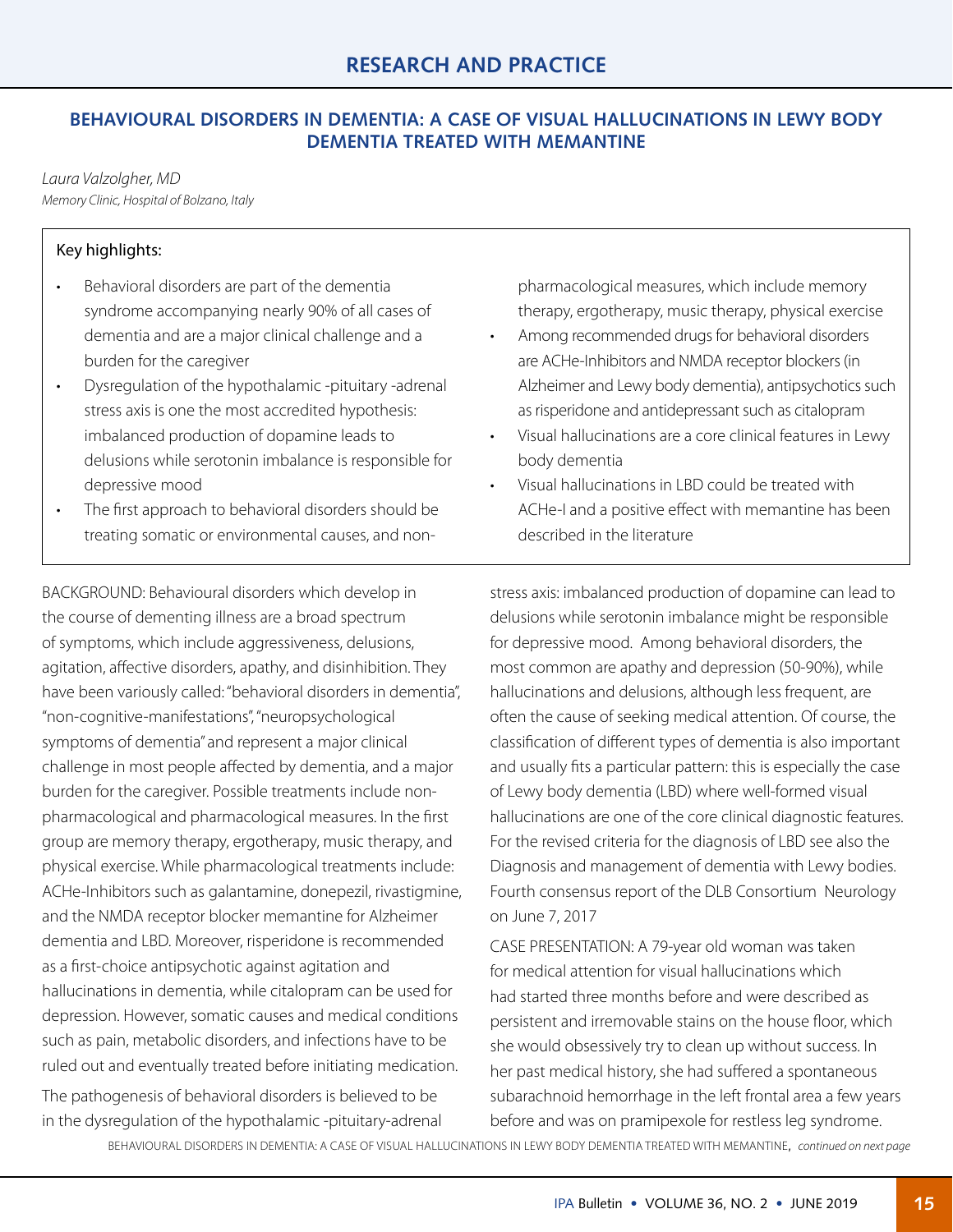# RESEARCH AND PRACTICE

## BEHAVIOURAL DISORDERS IN DEMENTIA: A CASE OF VISUAL HALLUCINATIONS IN LEWY BODY DEMENTIA TREATED WITH MEMANTINE

*Laura Valzolgher, MD*
*Memory Clinic, Hospital of Bolzano, Italy*

**Key highlights:**

- Behavioral disorders are part of the dementia syndrome accompanying nearly 90% of all cases of dementia and are a major clinical challenge and a burden for the caregiver
- Dysregulation of the hypothalamic -pituitary -adrenal stress axis is one the most accredited hypothesis: imbalanced production of dopamine leads to delusions while serotonin imbalance is responsible for depressive mood
- The first approach to behavioral disorders should be treating somatic or environmental causes, and non-pharmacological measures, which include memory therapy, ergotherapy, music therapy, physical exercise
- Among recommended drugs for behavioral disorders are ACHe-Inhibitors and NMDA receptor blockers (in Alzheimer and Lewy body dementia), antipsychotics such as risperidone and antidepressant such as citalopram
- Visual hallucinations are a core clinical features in Lewy body dementia
- Visual hallucinations in LBD could be treated with ACHe-I and a positive effect with memantine has been described in the literature

BACKGROUND: Behavioural disorders which develop in the course of dementing illness are a broad spectrum of symptoms, which include aggressiveness, delusions, agitation, affective disorders, apathy, and disinhibition. They have been variously called: "behavioral disorders in dementia", "non-cognitive-manifestations", "neuropsychological symptoms of dementia" and represent a major clinical challenge in most people affected by dementia, and a major burden for the caregiver. Possible treatments include non-pharmacological and pharmacological measures. In the first group are memory therapy, ergotherapy, music therapy, and physical exercise. While pharmacological treatments include: ACHe-Inhibitors such as galantamine, donepezil, rivastigmine, and the NMDA receptor blocker memantine for Alzheimer dementia and LBD. Moreover, risperidone is recommended as a first-choice antipsychotic against agitation and hallucinations in dementia, while citalopram can be used for depression. However, somatic causes and medical conditions such as pain, metabolic disorders, and infections have to be ruled out and eventually treated before initiating medication.

The pathogenesis of behavioral disorders is believed to be in the dysregulation of the hypothalamic -pituitary-adrenal stress axis: imbalanced production of dopamine can lead to delusions while serotonin imbalance might be responsible for depressive mood. Among behavioral disorders, the most common are apathy and depression (50-90%), while hallucinations and delusions, although less frequent, are often the cause of seeking medical attention. Of course, the classification of different types of dementia is also important and usually fits a particular pattern: this is especially the case of Lewy body dementia (LBD) where well-formed visual hallucinations are one of the core clinical diagnostic features. For the revised criteria for the diagnosis of LBD see also the Diagnosis and management of dementia with Lewy bodies. Fourth consensus report of the DLB Consortium Neurology on June 7, 2017

CASE PRESENTATION: A 79-year old woman was taken for medical attention for visual hallucinations which had started three months before and were described as persistent and irremovable stains on the house floor, which she would obsessively try to clean up without success. In her past medical history, she had suffered a spontaneous subarachnoid hemorrhage in the left frontal area a few years before and was on pramipexole for restless leg syndrome.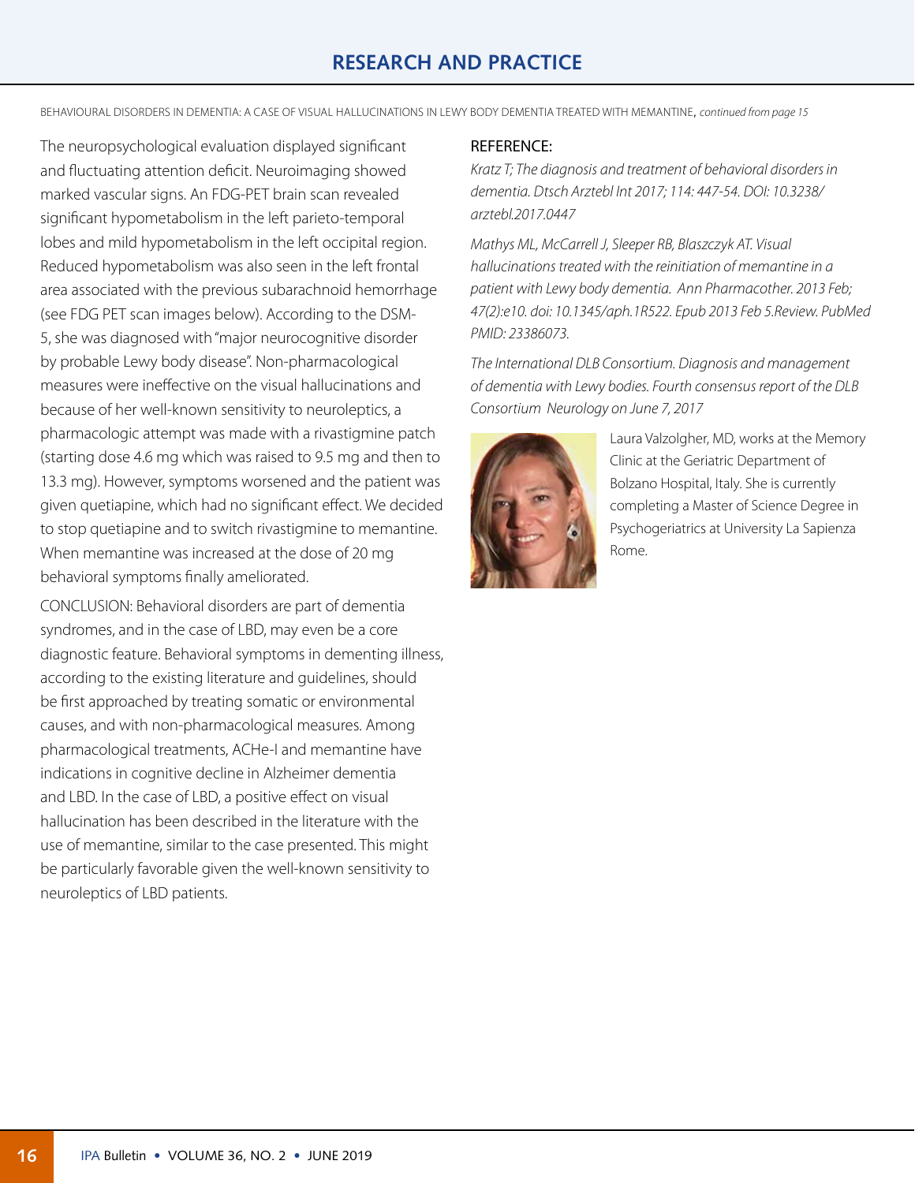BEHAVIOURAL DISORDERS IN DEMENTIA: A CASE OF VISUAL HALLUCINATIONS IN LEWY BODY DEMENTIA TREATED WITH MEMANTINE, *continued from page 15*

The neuropsychological evaluation displayed significant and fluctuating attention deficit. Neuroimaging showed marked vascular signs. An FDG-PET brain scan revealed significant hypometabolism in the left parieto-temporal lobes and mild hypometabolism in the left occipital region. Reduced hypometabolism was also seen in the left frontal area associated with the previous subarachnoid hemorrhage (see FDG PET scan images below). According to the DSM-5, she was diagnosed with "major neurocognitive disorder by probable Lewy body disease". Non-pharmacological measures were ineffective on the visual hallucinations and because of her well-known sensitivity to neuroleptics, a pharmacologic attempt was made with a rivastigmine patch (starting dose 4.6 mg which was raised to 9.5 mg and then to 13.3 mg). However, symptoms worsened and the patient was given quetiapine, which had no significant effect. We decided to stop quetiapine and to switch rivastigmine to memantine. When memantine was increased at the dose of 20 mg behavioral symptoms finally ameliorated.

CONCLUSION: Behavioral disorders are part of dementia syndromes, and in the case of LBD, may even be a core diagnostic feature. Behavioral symptoms in dementing illness, according to the existing literature and guidelines, should be first approached by treating somatic or environmental causes, and with non-pharmacological measures. Among pharmacological treatments, ACHe-I and memantine have indications in cognitive decline in Alzheimer dementia and LBD. In the case of LBD, a positive effect on visual hallucination has been described in the literature with the use of memantine, similar to the case presented. This might be particularly favorable given the well-known sensitivity to neuroleptics of LBD patients.

REFERENCE:

*Kratz T; The diagnosis and treatment of behavioral disorders in dementia. Dtsch Arztebl Int 2017; 114: 447-54. DOI: 10.3238/arztebl.2017.0447*

*Mathys ML, McCarrell J, Sleeper RB, Blaszczyk AT. Visual hallucinations treated with the reinitiation of memantine in a patient with Lewy body dementia. Ann Pharmacother. 2013 Feb; 47(2):e10. doi: 10.1345/aph.1R522. Epub 2013 Feb 5.Review. PubMed PMID: 23386073.*

*The International DLB Consortium. Diagnosis and management of dementia with Lewy bodies. Fourth consensus report of the DLB Consortium Neurology on June 7, 2017*

Laura Valzolgher, MD, works at the Memory Clinic at the Geriatric Department of Bolzano Hospital, Italy. She is currently completing a Master of Science Degree in Psychogeriatrics at University La Sapienza Rome.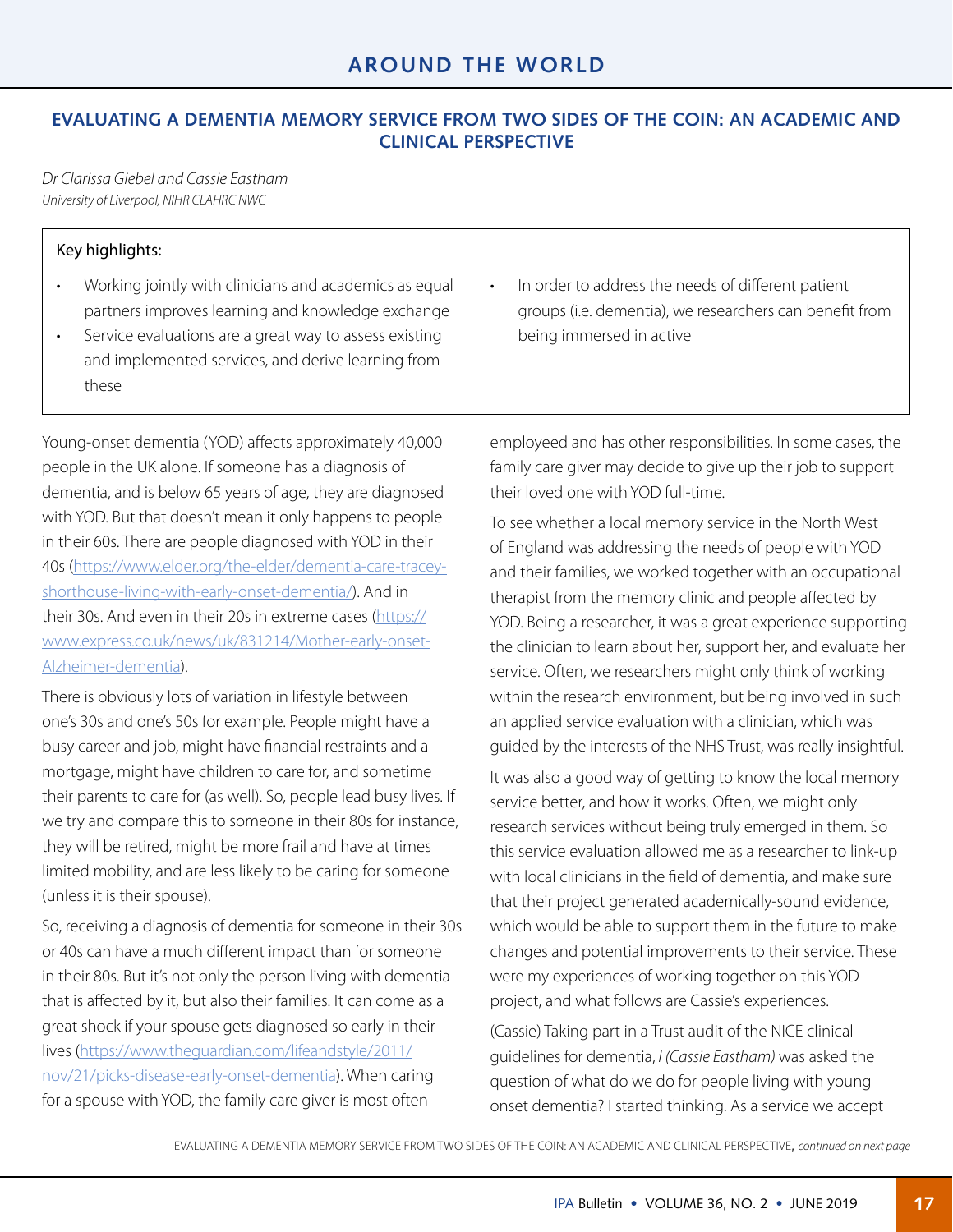## EVALUATING A DEMENTIA MEMORY SERVICE FROM TWO SIDES OF THE COIN: AN ACADEMIC AND CLINICAL PERSPECTIVE

*Dr Clarissa Giebel and Cassie Eastham*
*University of Liverpool, NIHR CLAHRC NWC*

**Key highlights:**

- Working jointly with clinicians and academics as equal partners improves learning and knowledge exchange
- Service evaluations are a great way to assess existing and implemented services, and derive learning from these
- In order to address the needs of different patient groups (i.e. dementia), we researchers can benefit from being immersed in active

Young-onset dementia (YOD) affects approximately 40,000 people in the UK alone. If someone has a diagnosis of dementia, and is below 65 years of age, they are diagnosed with YOD. But that doesn't mean it only happens to people in their 60s. There are people diagnosed with YOD in their 40s (https://www.elder.org/the-elder/dementia-care-tracey-shorthouse-living-with-early-onset-dementia/). And in their 30s. And even in their 20s in extreme cases (https://www.express.co.uk/news/uk/831214/Mother-early-onset-Alzheimer-dementia).

There is obviously lots of variation in lifestyle between one's 30s and one's 50s for example. People might have a busy career and job, might have financial restraints and a mortgage, might have children to care for, and sometime their parents to care for (as well). So, people lead busy lives. If we try and compare this to someone in their 80s for instance, they will be retired, might be more frail and have at times limited mobility, and are less likely to be caring for someone (unless it is their spouse).

So, receiving a diagnosis of dementia for someone in their 30s or 40s can have a much different impact than for someone in their 80s. But it's not only the person living with dementia that is affected by it, but also their families. It can come as a great shock if your spouse gets diagnosed so early in their lives (https://www.theguardian.com/lifeandstyle/2011/nov/21/picks-disease-early-onset-dementia). When caring for a spouse with YOD, the family care giver is most often employeed and has other responsibilities. In some cases, the family care giver may decide to give up their job to support their loved one with YOD full-time.

To see whether a local memory service in the North West of England was addressing the needs of people with YOD and their families, we worked together with an occupational therapist from the memory clinic and people affected by YOD. Being a researcher, it was a great experience supporting the clinician to learn about her, support her, and evaluate her service. Often, we researchers might only think of working within the research environment, but being involved in such an applied service evaluation with a clinician, which was guided by the interests of the NHS Trust, was really insightful.

It was also a good way of getting to know the local memory service better, and how it works. Often, we might only research services without being truly emerged in them. So this service evaluation allowed me as a researcher to link-up with local clinicians in the field of dementia, and make sure that their project generated academically-sound evidence, which would be able to support them in the future to make changes and potential improvements to their service. These were my experiences of working together on this YOD project, and what follows are Cassie's experiences.

(Cassie) Taking part in a Trust audit of the NICE clinical guidelines for dementia, *I (Cassie Eastham)* was asked the question of what do we do for people living with young onset dementia? I started thinking. As a service we accept

EVALUATING A DEMENTIA MEMORY SERVICE FROM TWO SIDES OF THE COIN: AN ACADEMIC AND CLINICAL PERSPECTIVE, *continued on next page*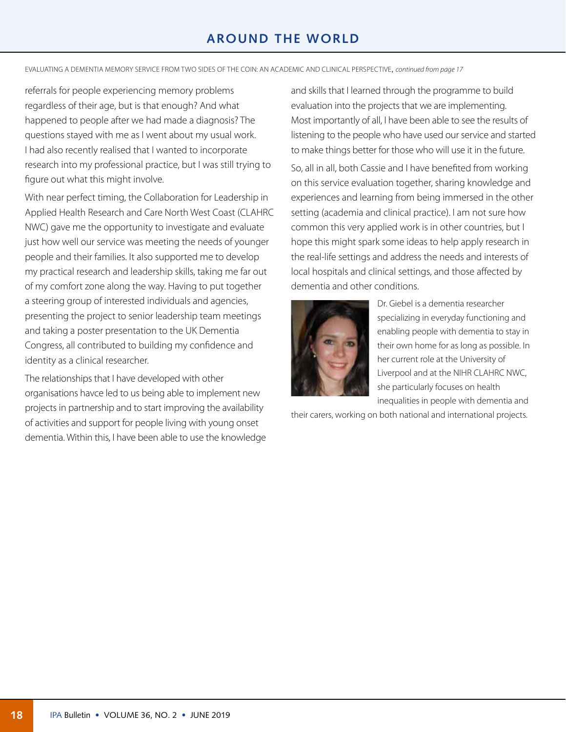EVALUATING A DEMENTIA MEMORY SERVICE FROM TWO SIDES OF THE COIN: AN ACADEMIC AND CLINICAL PERSPECTIVE, *continued from page 17*

referrals for people experiencing memory problems regardless of their age, but is that enough? And what happened to people after we had made a diagnosis? The questions stayed with me as I went about my usual work. I had also recently realised that I wanted to incorporate research into my professional practice, but I was still trying to figure out what this might involve.

With near perfect timing, the Collaboration for Leadership in Applied Health Research and Care North West Coast (CLAHRC NWC) gave me the opportunity to investigate and evaluate just how well our service was meeting the needs of younger people and their families. It also supported me to develop my practical research and leadership skills, taking me far out of my comfort zone along the way. Having to put together a steering group of interested individuals and agencies, presenting the project to senior leadership team meetings and taking a poster presentation to the UK Dementia Congress, all contributed to building my confidence and identity as a clinical researcher.

The relationships that I have developed with other organisations havce led to us being able to implement new projects in partnership and to start improving the availability of activities and support for people living with young onset dementia. Within this, I have been able to use the knowledge and skills that I learned through the programme to build evaluation into the projects that we are implementing. Most importantly of all, I have been able to see the results of listening to the people who have used our service and started to make things better for those who will use it in the future.

So, all in all, both Cassie and I have benefited from working on this service evaluation together, sharing knowledge and experiences and learning from being immersed in the other setting (academia and clinical practice). I am not sure how common this very applied work is in other countries, but I hope this might spark some ideas to help apply research in the real-life settings and address the needs and interests of local hospitals and clinical settings, and those affected by dementia and other conditions.

Dr. Giebel is a dementia researcher specializing in everyday functioning and enabling people with dementia to stay in their own home for as long as possible. In her current role at the University of Liverpool and at the NIHR CLAHRC NWC, she particularly focuses on health inequalities in people with dementia and their carers, working on both national and international projects.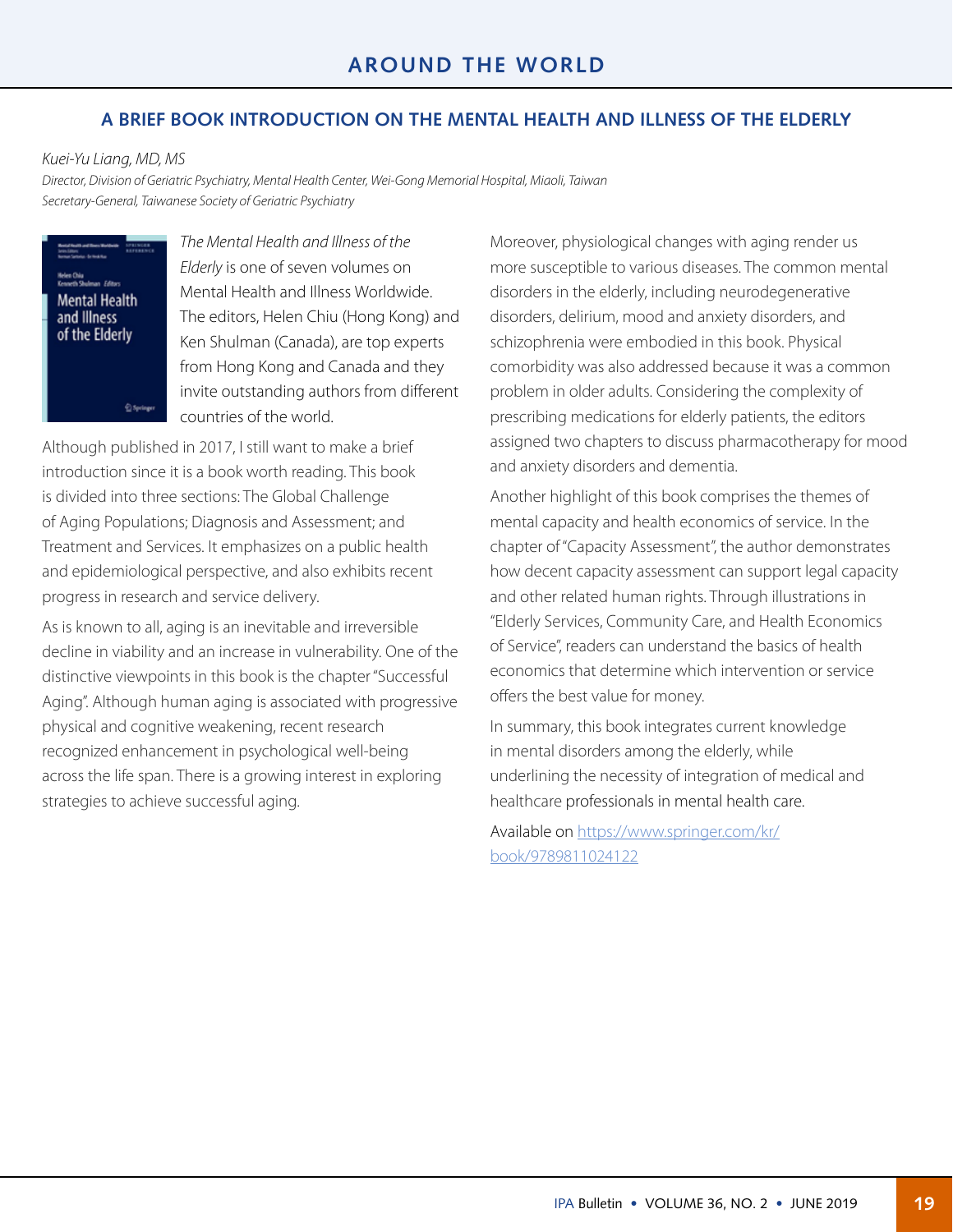## AROUND THE WORLD

### A BRIEF BOOK INTRODUCTION ON THE MENTAL HEALTH AND ILLNESS OF THE ELDERLY

*Kuei-Yu Liang, MD, MS*

*Director, Division of Geriatric Psychiatry, Mental Health Center, Wei-Gong Memorial Hospital, Miaoli, Taiwan*

*Secretary-General, Taiwanese Society of Geriatric Psychiatry*

*The Mental Health and Illness of the Elderly* is one of seven volumes on Mental Health and Illness Worldwide. The editors, Helen Chiu (Hong Kong) and Ken Shulman (Canada), are top experts from Hong Kong and Canada and they invite outstanding authors from different countries of the world.

Although published in 2017, I still want to make a brief introduction since it is a book worth reading. This book is divided into three sections: The Global Challenge of Aging Populations; Diagnosis and Assessment; and Treatment and Services. It emphasizes on a public health and epidemiological perspective, and also exhibits recent progress in research and service delivery.

As is known to all, aging is an inevitable and irreversible decline in viability and an increase in vulnerability. One of the distinctive viewpoints in this book is the chapter "Successful Aging". Although human aging is associated with progressive physical and cognitive weakening, recent research recognized enhancement in psychological well-being across the life span. There is a growing interest in exploring strategies to achieve successful aging.

Moreover, physiological changes with aging render us more susceptible to various diseases. The common mental disorders in the elderly, including neurodegenerative disorders, delirium, mood and anxiety disorders, and schizophrenia were embodied in this book. Physical comorbidity was also addressed because it was a common problem in older adults. Considering the complexity of prescribing medications for elderly patients, the editors assigned two chapters to discuss pharmacotherapy for mood and anxiety disorders and dementia.

Another highlight of this book comprises the themes of mental capacity and health economics of service. In the chapter of "Capacity Assessment", the author demonstrates how decent capacity assessment can support legal capacity and other related human rights. Through illustrations in "Elderly Services, Community Care, and Health Economics of Service", readers can understand the basics of health economics that determine which intervention or service offers the best value for money.

In summary, this book integrates current knowledge in mental disorders among the elderly, while underlining the necessity of integration of medical and healthcare professionals in mental health care.

Available on https://www.springer.com/kr/book/9789811024122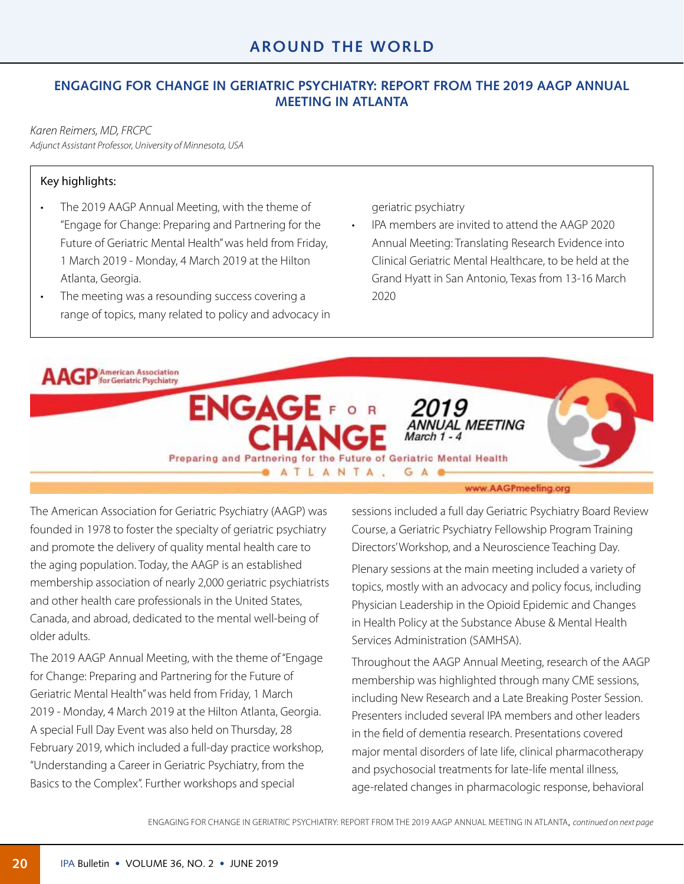## ENGAGING FOR CHANGE IN GERIATRIC PSYCHIATRY: REPORT FROM THE 2019 AAGP ANNUAL MEETING IN ATLANTA

*Karen Reimers, MD, FRCPC*
*Adjunct Assistant Professor, University of Minnesota, USA*

Key highlights:

- The 2019 AAGP Annual Meeting, with the theme of "Engage for Change: Preparing and Partnering for the Future of Geriatric Mental Health" was held from Friday, 1 March 2019 - Monday, 4 March 2019 at the Hilton Atlanta, Georgia.
- The meeting was a resounding success covering a range of topics, many related to policy and advocacy in geriatric psychiatry
- IPA members are invited to attend the AAGP 2020 Annual Meeting: Translating Research Evidence into Clinical Geriatric Mental Healthcare, to be held at the Grand Hyatt in San Antonio, Texas from 13-16 March 2020

The American Association for Geriatric Psychiatry (AAGP) was founded in 1978 to foster the specialty of geriatric psychiatry and promote the delivery of quality mental health care to the aging population. Today, the AAGP is an established membership association of nearly 2,000 geriatric psychiatrists and other health care professionals in the United States, Canada, and abroad, dedicated to the mental well-being of older adults.

The 2019 AAGP Annual Meeting, with the theme of "Engage for Change: Preparing and Partnering for the Future of Geriatric Mental Health" was held from Friday, 1 March 2019 - Monday, 4 March 2019 at the Hilton Atlanta, Georgia. A special Full Day Event was also held on Thursday, 28 February 2019, which included a full-day practice workshop, "Understanding a Career in Geriatric Psychiatry, from the Basics to the Complex". Further workshops and special sessions included a full day Geriatric Psychiatry Board Review Course, a Geriatric Psychiatry Fellowship Program Training Directors' Workshop, and a Neuroscience Teaching Day.

Plenary sessions at the main meeting included a variety of topics, mostly with an advocacy and policy focus, including Physician Leadership in the Opioid Epidemic and Changes in Health Policy at the Substance Abuse & Mental Health Services Administration (SAMHSA).

Throughout the AAGP Annual Meeting, research of the AAGP membership was highlighted through many CME sessions, including New Research and a Late Breaking Poster Session. Presenters included several IPA members and other leaders in the field of dementia research. Presentations covered major mental disorders of late life, clinical pharmacotherapy and psychosocial treatments for late-life mental illness, age-related changes in pharmacologic response, behavioral

ENGAGING FOR CHANGE IN GERIATRIC PSYCHIATRY: REPORT FROM THE 2019 AAGP ANNUAL MEETING IN ATLANTA, *continued on next page*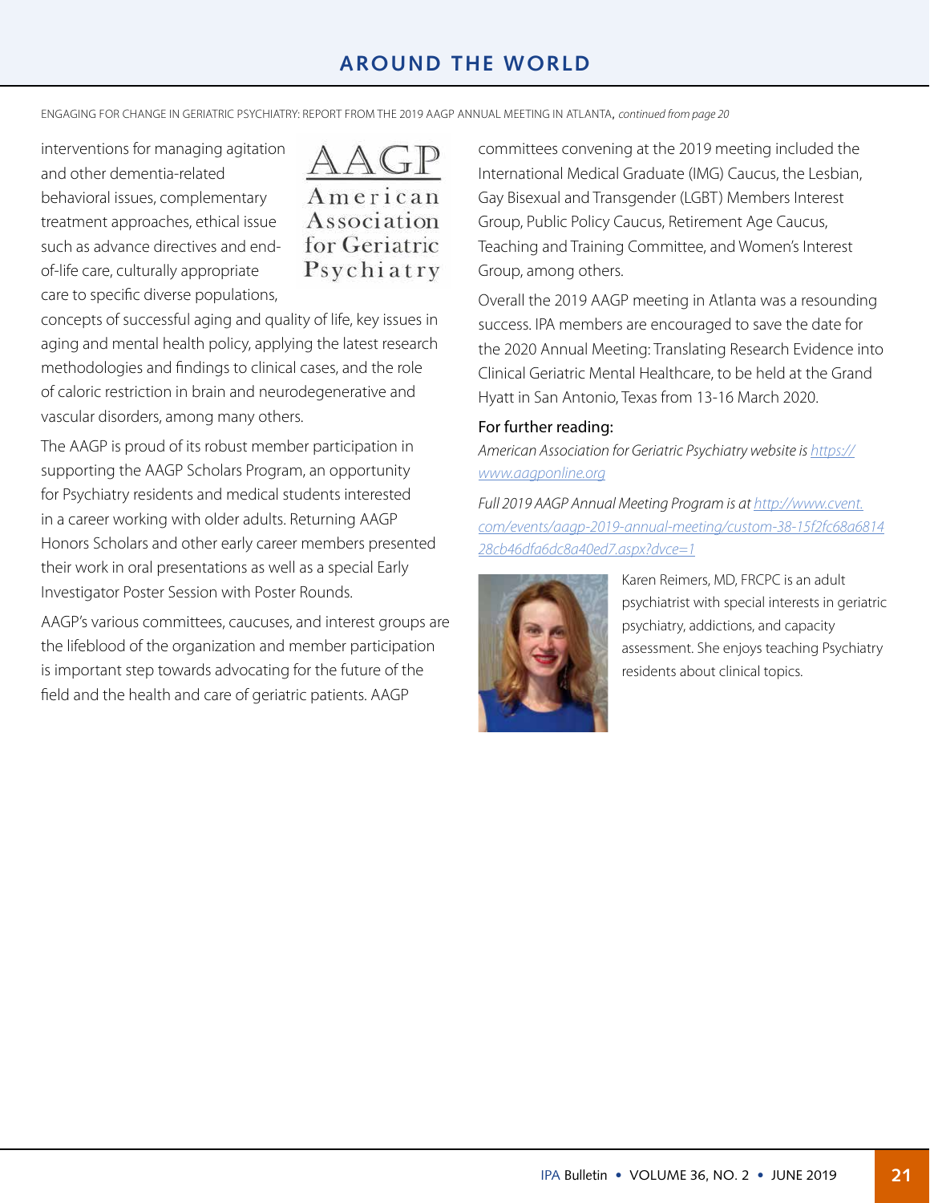ENGAGING FOR CHANGE IN GERIATRIC PSYCHIATRY: REPORT FROM THE 2019 AAGP ANNUAL MEETING IN ATLANTA, *continued from page 20*

interventions for managing agitation and other dementia-related behavioral issues, complementary treatment approaches, ethical issue such as advance directives and end-of-life care, culturally appropriate care to specific diverse populations, concepts of successful aging and quality of life, key issues in aging and mental health policy, applying the latest research methodologies and findings to clinical cases, and the role of caloric restriction in brain and neurodegenerative and vascular disorders, among many others.

AAGP
American
Association
for Geriatric
Psychiatry

The AAGP is proud of its robust member participation in supporting the AAGP Scholars Program, an opportunity for Psychiatry residents and medical students interested in a career working with older adults. Returning AAGP Honors Scholars and other early career members presented their work in oral presentations as well as a special Early Investigator Poster Session with Poster Rounds.

AAGP's various committees, caucuses, and interest groups are the lifeblood of the organization and member participation is important step towards advocating for the future of the field and the health and care of geriatric patients. AAGP committees convening at the 2019 meeting included the International Medical Graduate (IMG) Caucus, the Lesbian, Gay Bisexual and Transgender (LGBT) Members Interest Group, Public Policy Caucus, Retirement Age Caucus, Teaching and Training Committee, and Women's Interest Group, among others.

Overall the 2019 AAGP meeting in Atlanta was a resounding success. IPA members are encouraged to save the date for the 2020 Annual Meeting: Translating Research Evidence into Clinical Geriatric Mental Healthcare, to be held at the Grand Hyatt in San Antonio, Texas from 13-16 March 2020.

### For further reading:

*American Association for Geriatric Psychiatry website is* https://www.aagponline.org

*Full 2019 AAGP Annual Meeting Program is at* http://www.cvent.com/events/aagp-2019-annual-meeting/custom-38-15f2fc68a681428cb46dfa6dc8a40ed7.aspx?dvce=1

Karen Reimers, MD, FRCPC is an adult psychiatrist with special interests in geriatric psychiatry, addictions, and capacity assessment. She enjoys teaching Psychiatry residents about clinical topics.